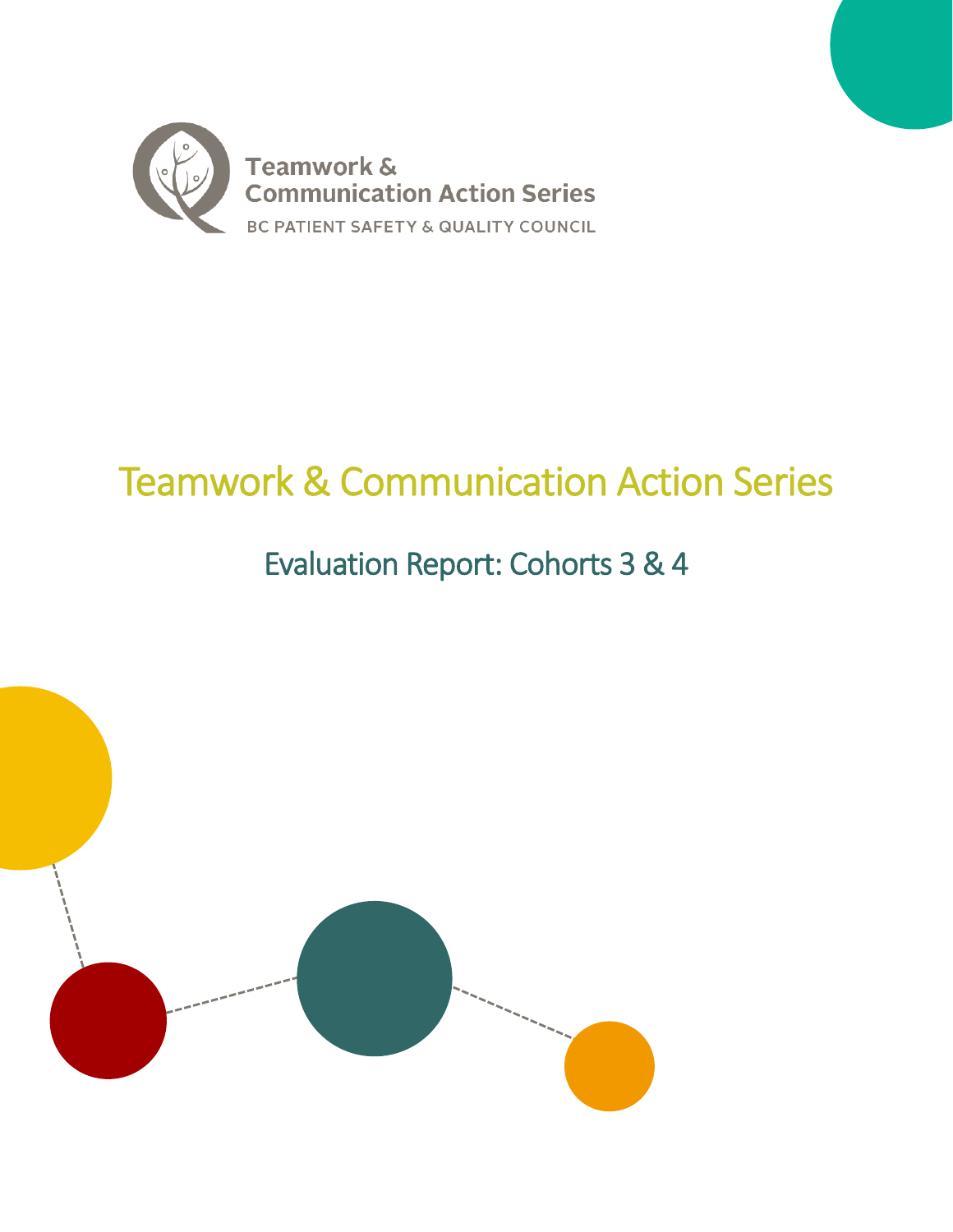Teamwork &
Communication Action Series
BC PATIENT SAFETY & QUALITY COUNCIL

# Teamwork & Communication Action Series

## Evaluation Report: Cohorts 3 & 4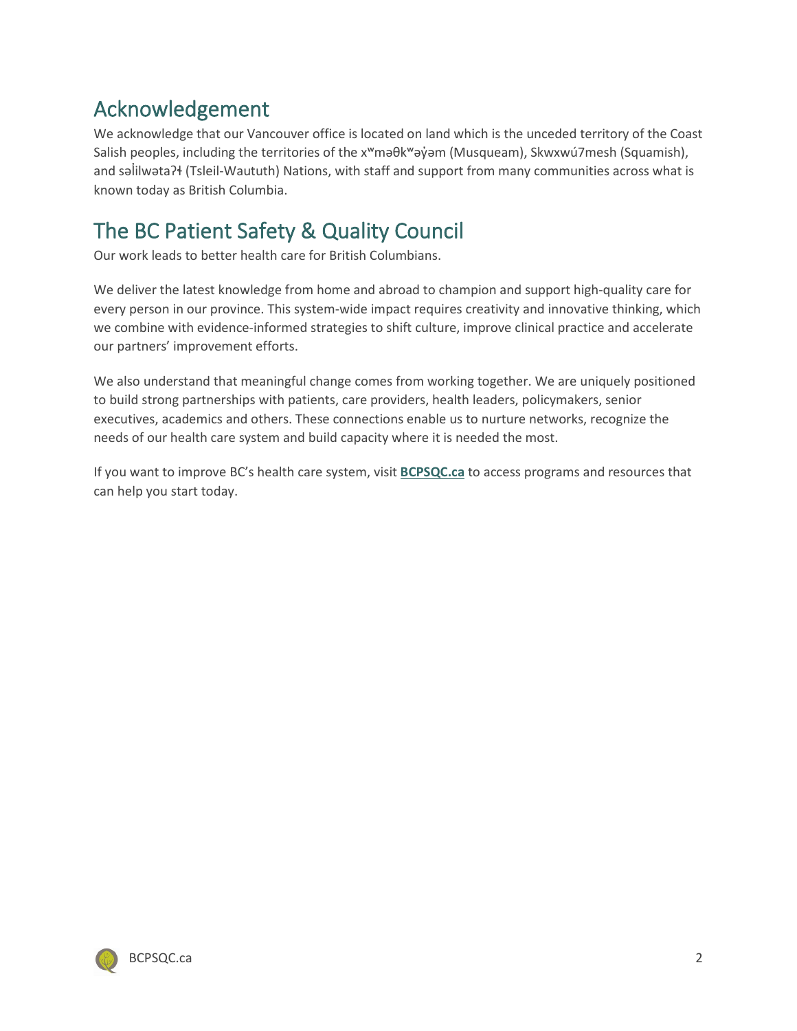## Acknowledgement

We acknowledge that our Vancouver office is located on land which is the unceded territory of the Coast Salish peoples, including the territories of the xʷməθkʷəy̓əm (Musqueam), Skwxwú7mesh (Squamish), and səl̓ilwətaʔɬ (Tsleil-Waututh) Nations, with staff and support from many communities across what is known today as British Columbia.

## The BC Patient Safety & Quality Council

Our work leads to better health care for British Columbians.

We deliver the latest knowledge from home and abroad to champion and support high-quality care for every person in our province. This system-wide impact requires creativity and innovative thinking, which we combine with evidence-informed strategies to shift culture, improve clinical practice and accelerate our partners' improvement efforts.

We also understand that meaningful change comes from working together. We are uniquely positioned to build strong partnerships with patients, care providers, health leaders, policymakers, senior executives, academics and others. These connections enable us to nurture networks, recognize the needs of our health care system and build capacity where it is needed the most.

If you want to improve BC's health care system, visit **BCPSQC.ca** to access programs and resources that can help you start today.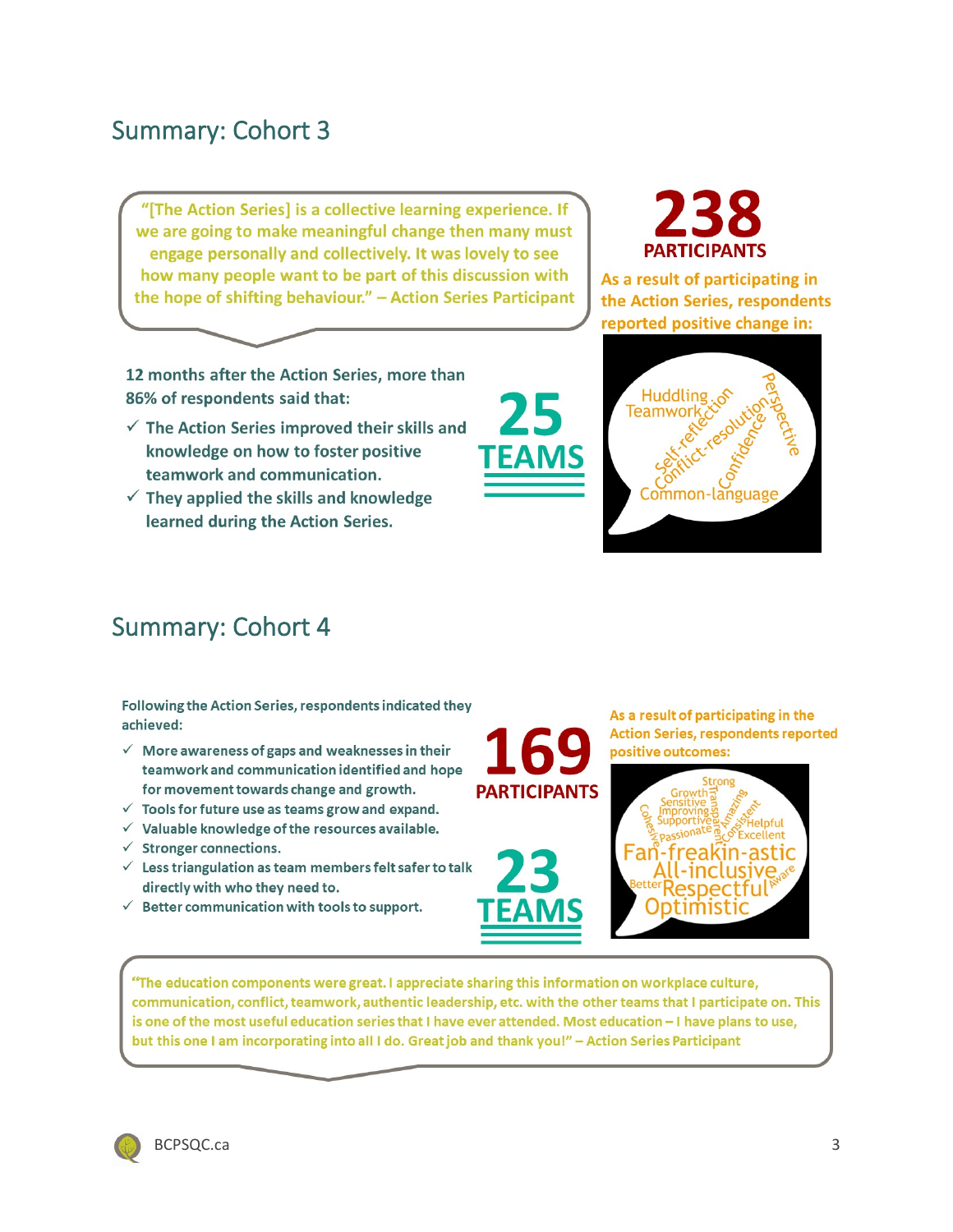## Summary: Cohort 3

"[The Action Series] is a collective learning experience. If we are going to make meaningful change then many must engage personally and collectively. It was lovely to see how many people want to be part of this discussion with the hope of shifting behaviour." – Action Series Participant

**238 PARTICIPANTS**

As a result of participating in the Action Series, respondents reported positive change in:

Huddling, Teamwork, Self-reflection, Conflict-resolution, Confidence, Perspective, Common-language

12 months after the Action Series, more than 86% of respondents said that:

- ✓ The Action Series improved their skills and knowledge on how to foster positive teamwork and communication.
- ✓ They applied the skills and knowledge learned during the Action Series.

**25 TEAMS**

## Summary: Cohort 4

Following the Action Series, respondents indicated they achieved:

- ✓ More awareness of gaps and weaknesses in their teamwork and communication identified and hope for movement towards change and growth.
- ✓ Tools for future use as teams grow and expand.
- ✓ Valuable knowledge of the resources available.
- ✓ Stronger connections.
- ✓ Less triangulation as team members felt safer to talk directly with who they need to.
- ✓ Better communication with tools to support.

**169 PARTICIPANTS**

**23 TEAMS**

As a result of participating in the Action Series, respondents reported positive outcomes:

Strong, Growth, Sensitive, Improving, Supportive, Cohesive, Passionate, Transparent, Amazing, Consistent, Helpful, Excellent, Fan-freakin-astic, All-inclusive, Better, Respectful, Aware, Optimistic

"The education components were great. I appreciate sharing this information on workplace culture, communication, conflict, teamwork, authentic leadership, etc. with the other teams that I participate on. This is one of the most useful education series that I have ever attended. Most education – I have plans to use, but this one I am incorporating into all I do. Great job and thank you!" – Action Series Participant

BCPSQC.ca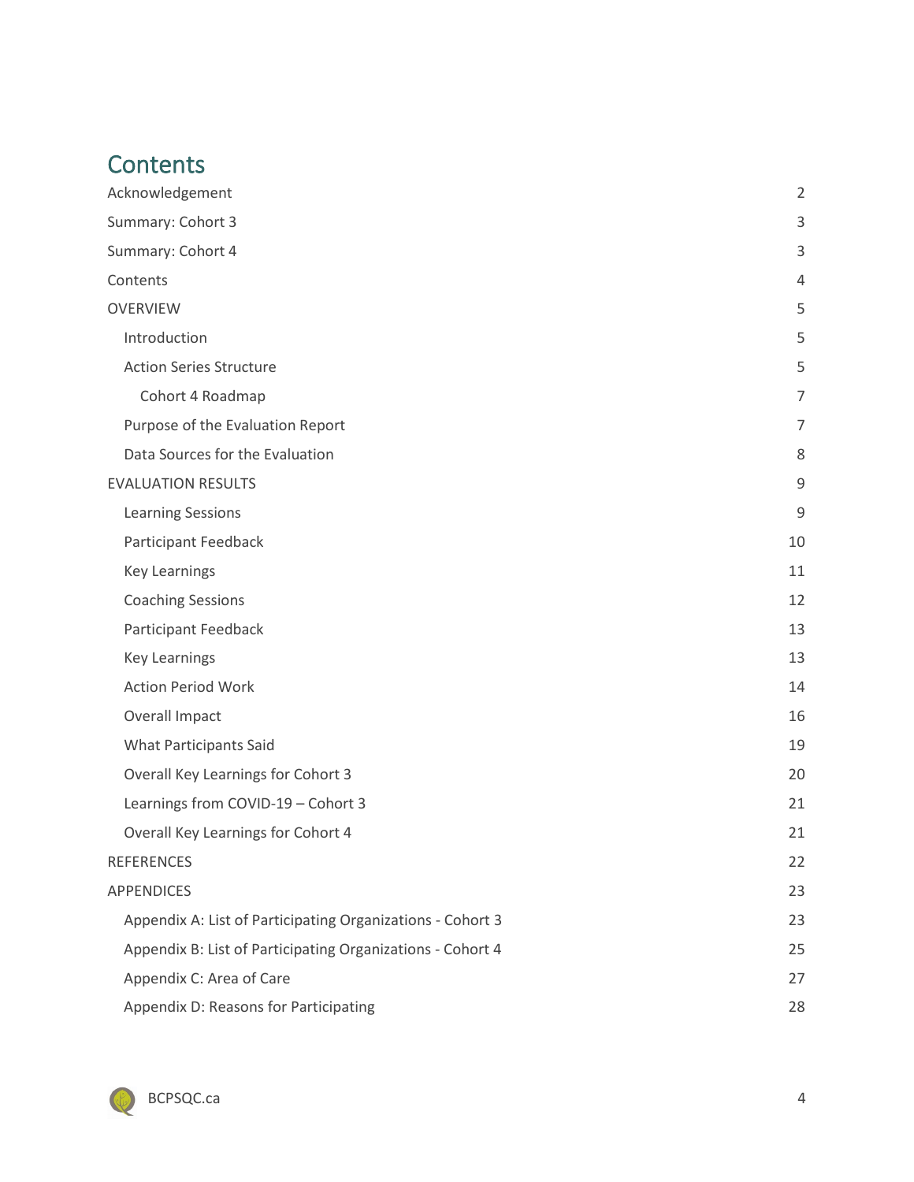# Contents

- Acknowledgement 2
- Summary: Cohort 3 3
- Summary: Cohort 4 3
- Contents 4
- OVERVIEW 5
  - Introduction 5
  - Action Series Structure 5
    - Cohort 4 Roadmap 7
  - Purpose of the Evaluation Report 7
  - Data Sources for the Evaluation 8
- EVALUATION RESULTS 9
  - Learning Sessions 9
  - Participant Feedback 10
  - Key Learnings 11
  - Coaching Sessions 12
  - Participant Feedback 13
  - Key Learnings 13
  - Action Period Work 14
  - Overall Impact 16
  - What Participants Said 19
  - Overall Key Learnings for Cohort 3 20
  - Learnings from COVID-19 – Cohort 3 21
  - Overall Key Learnings for Cohort 4 21
- REFERENCES 22
- APPENDICES 23
  - Appendix A: List of Participating Organizations - Cohort 3 23
  - Appendix B: List of Participating Organizations - Cohort 4 25
  - Appendix C: Area of Care 27
  - Appendix D: Reasons for Participating 28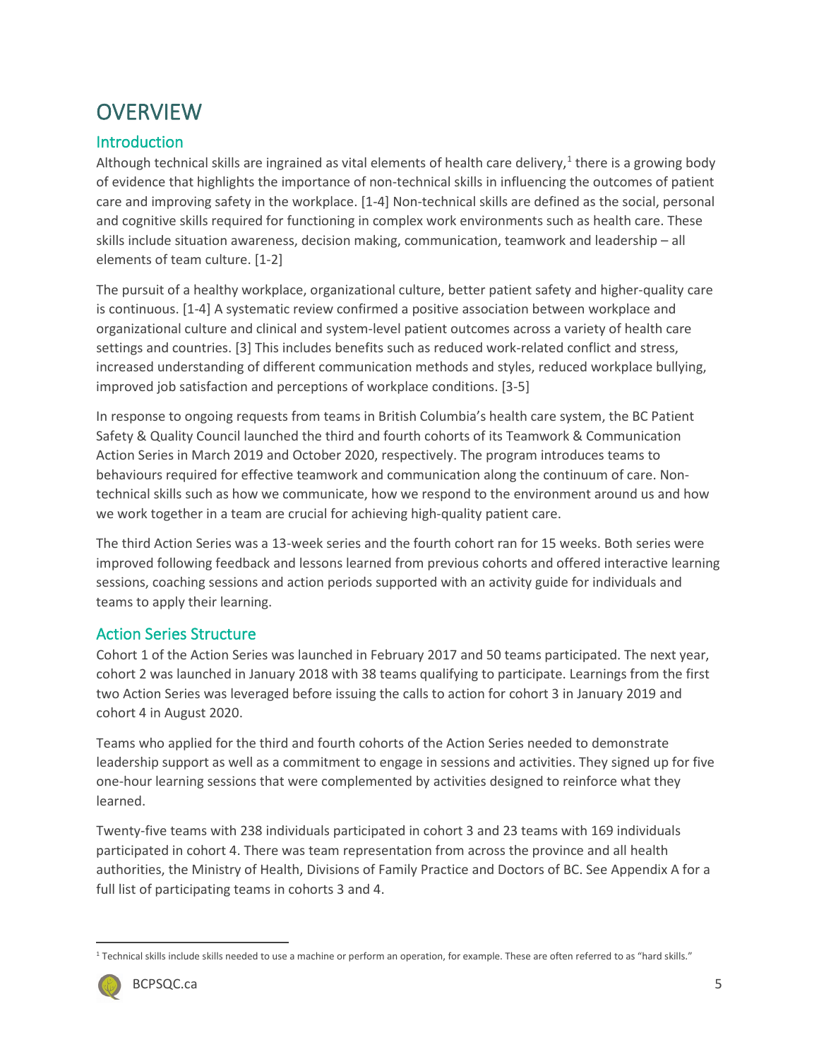# OVERVIEW

## Introduction

Although technical skills are ingrained as vital elements of health care delivery,[1] there is a growing body of evidence that highlights the importance of non-technical skills in influencing the outcomes of patient care and improving safety in the workplace. [1-4] Non-technical skills are defined as the social, personal and cognitive skills required for functioning in complex work environments such as health care. These skills include situation awareness, decision making, communication, teamwork and leadership – all elements of team culture. [1-2]

The pursuit of a healthy workplace, organizational culture, better patient safety and higher-quality care is continuous. [1-4] A systematic review confirmed a positive association between workplace and organizational culture and clinical and system-level patient outcomes across a variety of health care settings and countries. [3] This includes benefits such as reduced work-related conflict and stress, increased understanding of different communication methods and styles, reduced workplace bullying, improved job satisfaction and perceptions of workplace conditions. [3-5]

In response to ongoing requests from teams in British Columbia's health care system, the BC Patient Safety & Quality Council launched the third and fourth cohorts of its Teamwork & Communication Action Series in March 2019 and October 2020, respectively. The program introduces teams to behaviours required for effective teamwork and communication along the continuum of care. Non-technical skills such as how we communicate, how we respond to the environment around us and how we work together in a team are crucial for achieving high-quality patient care.

The third Action Series was a 13-week series and the fourth cohort ran for 15 weeks. Both series were improved following feedback and lessons learned from previous cohorts and offered interactive learning sessions, coaching sessions and action periods supported with an activity guide for individuals and teams to apply their learning.

## Action Series Structure

Cohort 1 of the Action Series was launched in February 2017 and 50 teams participated. The next year, cohort 2 was launched in January 2018 with 38 teams qualifying to participate. Learnings from the first two Action Series was leveraged before issuing the calls to action for cohort 3 in January 2019 and cohort 4 in August 2020.

Teams who applied for the third and fourth cohorts of the Action Series needed to demonstrate leadership support as well as a commitment to engage in sessions and activities. They signed up for five one-hour learning sessions that were complemented by activities designed to reinforce what they learned.

Twenty-five teams with 238 individuals participated in cohort 3 and 23 teams with 169 individuals participated in cohort 4. There was team representation from across the province and all health authorities, the Ministry of Health, Divisions of Family Practice and Doctors of BC. See Appendix A for a full list of participating teams in cohorts 3 and 4.

---

[1] Technical skills include skills needed to use a machine or perform an operation, for example. These are often referred to as "hard skills."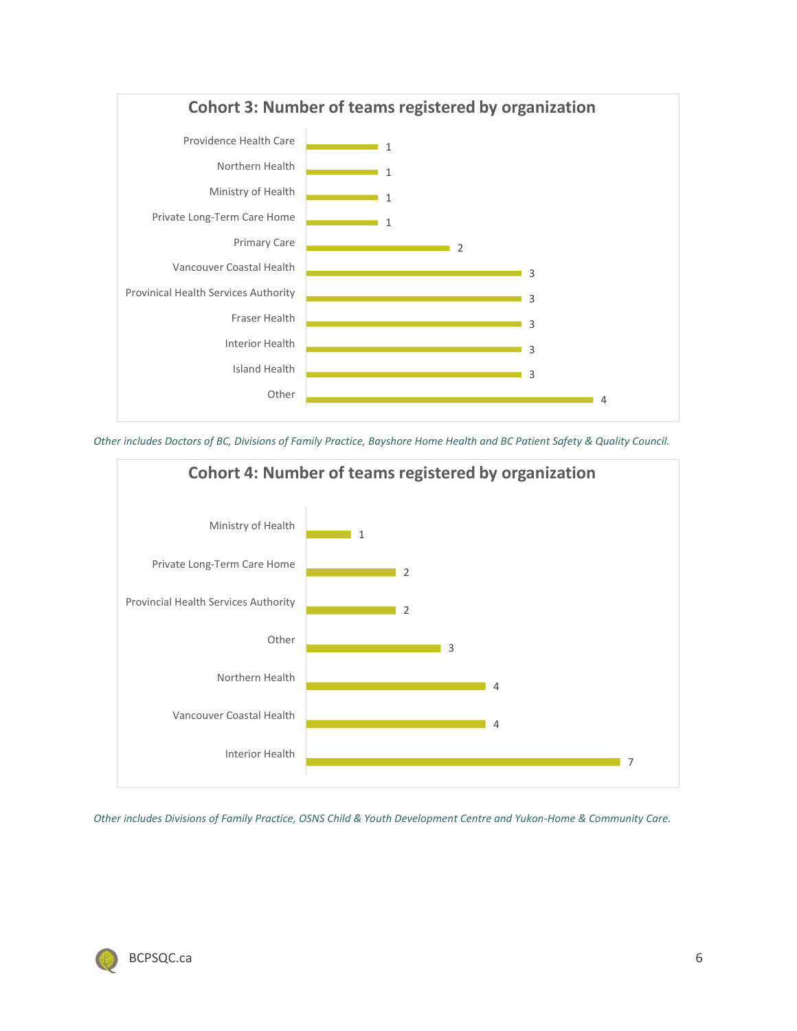## Cohort 3: Number of teams registered by organization

| Organization | Number of teams |
|---|---|
| Providence Health Care | 1 |
| Northern Health | 1 |
| Ministry of Health | 1 |
| Private Long-Term Care Home | 1 |
| Primary Care | 2 |
| Vancouver Coastal Health | 3 |
| Provinical Health Services Authority | 3 |
| Fraser Health | 3 |
| Interior Health | 3 |
| Island Health | 3 |
| Other | 4 |

*Other includes Doctors of BC, Divisions of Family Practice, Bayshore Home Health and BC Patient Safety & Quality Council.*

## Cohort 4: Number of teams registered by organization

| Organization | Number of teams |
|---|---|
| Ministry of Health | 1 |
| Private Long-Term Care Home | 2 |
| Provincial Health Services Authority | 2 |
| Other | 3 |
| Northern Health | 4 |
| Vancouver Coastal Health | 4 |
| Interior Health | 7 |

*Other includes Divisions of Family Practice, OSNS Child & Youth Development Centre and Yukon-Home & Community Care.*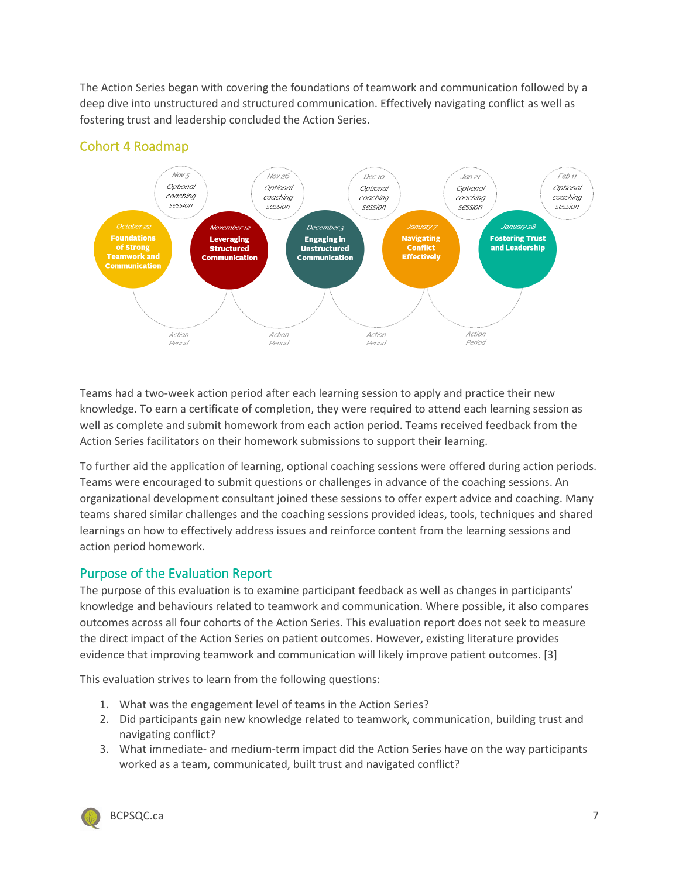The Action Series began with covering the foundations of teamwork and communication followed by a deep dive into unstructured and structured communication. Effectively navigating conflict as well as fostering trust and leadership concluded the Action Series.

## Cohort 4 Roadmap

October 22 — **Foundations of Strong Teamwork and Communication**

Nov 5 — Optional coaching session

Action Period

November 12 — **Leveraging Structured Communication**

Nov 26 — Optional coaching session

Action Period

December 3 — **Engaging in Unstructured Communication**

Dec 10 — Optional coaching session

Action Period

January 7 — **Navigating Conflict Effectively**

Jan 21 — Optional coaching session

Action Period

January 28 — **Fostering Trust and Leadership**

Feb 11 — Optional coaching session

Teams had a two-week action period after each learning session to apply and practice their new knowledge. To earn a certificate of completion, they were required to attend each learning session as well as complete and submit homework from each action period. Teams received feedback from the Action Series facilitators on their homework submissions to support their learning.

To further aid the application of learning, optional coaching sessions were offered during action periods. Teams were encouraged to submit questions or challenges in advance of the coaching sessions. An organizational development consultant joined these sessions to offer expert advice and coaching. Many teams shared similar challenges and the coaching sessions provided ideas, tools, techniques and shared learnings on how to effectively address issues and reinforce content from the learning sessions and action period homework.

## Purpose of the Evaluation Report

The purpose of this evaluation is to examine participant feedback as well as changes in participants' knowledge and behaviours related to teamwork and communication. Where possible, it also compares outcomes across all four cohorts of the Action Series. This evaluation report does not seek to measure the direct impact of the Action Series on patient outcomes. However, existing literature provides evidence that improving teamwork and communication will likely improve patient outcomes. [3]

This evaluation strives to learn from the following questions:

1. What was the engagement level of teams in the Action Series?
2. Did participants gain new knowledge related to teamwork, communication, building trust and navigating conflict?
3. What immediate- and medium-term impact did the Action Series have on the way participants worked as a team, communicated, built trust and navigated conflict?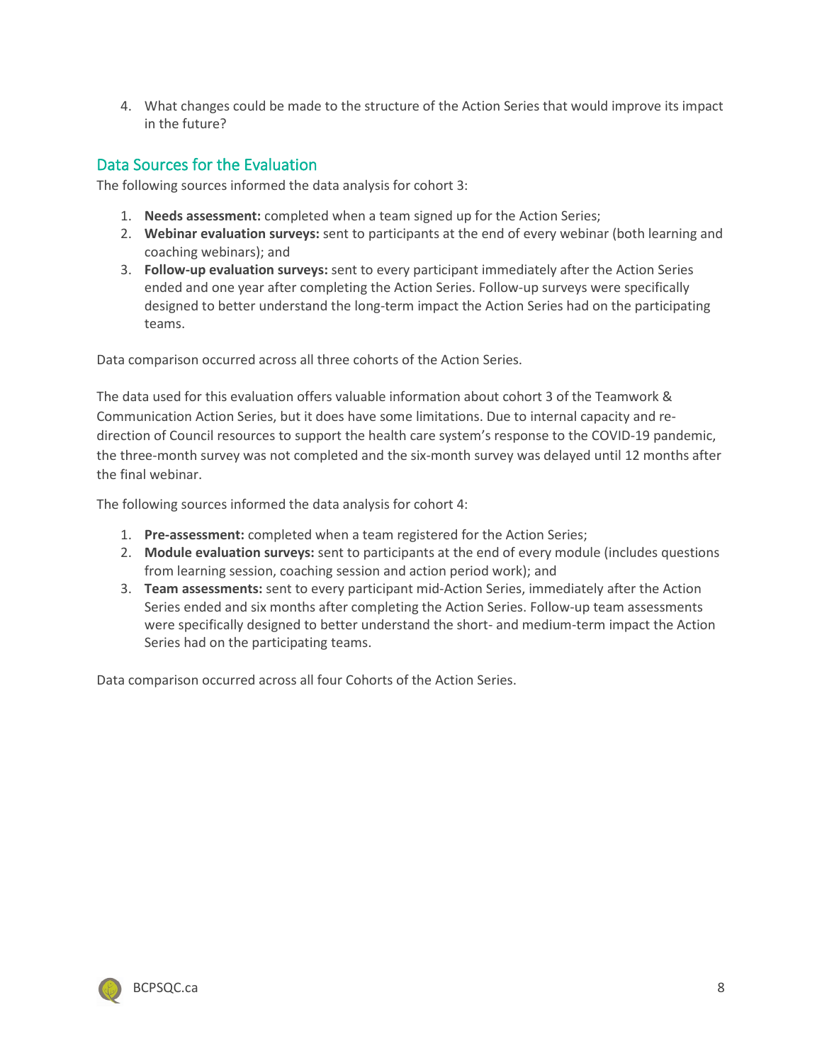4. What changes could be made to the structure of the Action Series that would improve its impact in the future?

## Data Sources for the Evaluation

The following sources informed the data analysis for cohort 3:

1. **Needs assessment:** completed when a team signed up for the Action Series;
2. **Webinar evaluation surveys:** sent to participants at the end of every webinar (both learning and coaching webinars); and
3. **Follow-up evaluation surveys:** sent to every participant immediately after the Action Series ended and one year after completing the Action Series. Follow-up surveys were specifically designed to better understand the long-term impact the Action Series had on the participating teams.

Data comparison occurred across all three cohorts of the Action Series.

The data used for this evaluation offers valuable information about cohort 3 of the Teamwork & Communication Action Series, but it does have some limitations. Due to internal capacity and re-direction of Council resources to support the health care system's response to the COVID-19 pandemic, the three-month survey was not completed and the six-month survey was delayed until 12 months after the final webinar.

The following sources informed the data analysis for cohort 4:

1. **Pre-assessment:** completed when a team registered for the Action Series;
2. **Module evaluation surveys:** sent to participants at the end of every module (includes questions from learning session, coaching session and action period work); and
3. **Team assessments:** sent to every participant mid-Action Series, immediately after the Action Series ended and six months after completing the Action Series. Follow-up team assessments were specifically designed to better understand the short- and medium-term impact the Action Series had on the participating teams.

Data comparison occurred across all four Cohorts of the Action Series.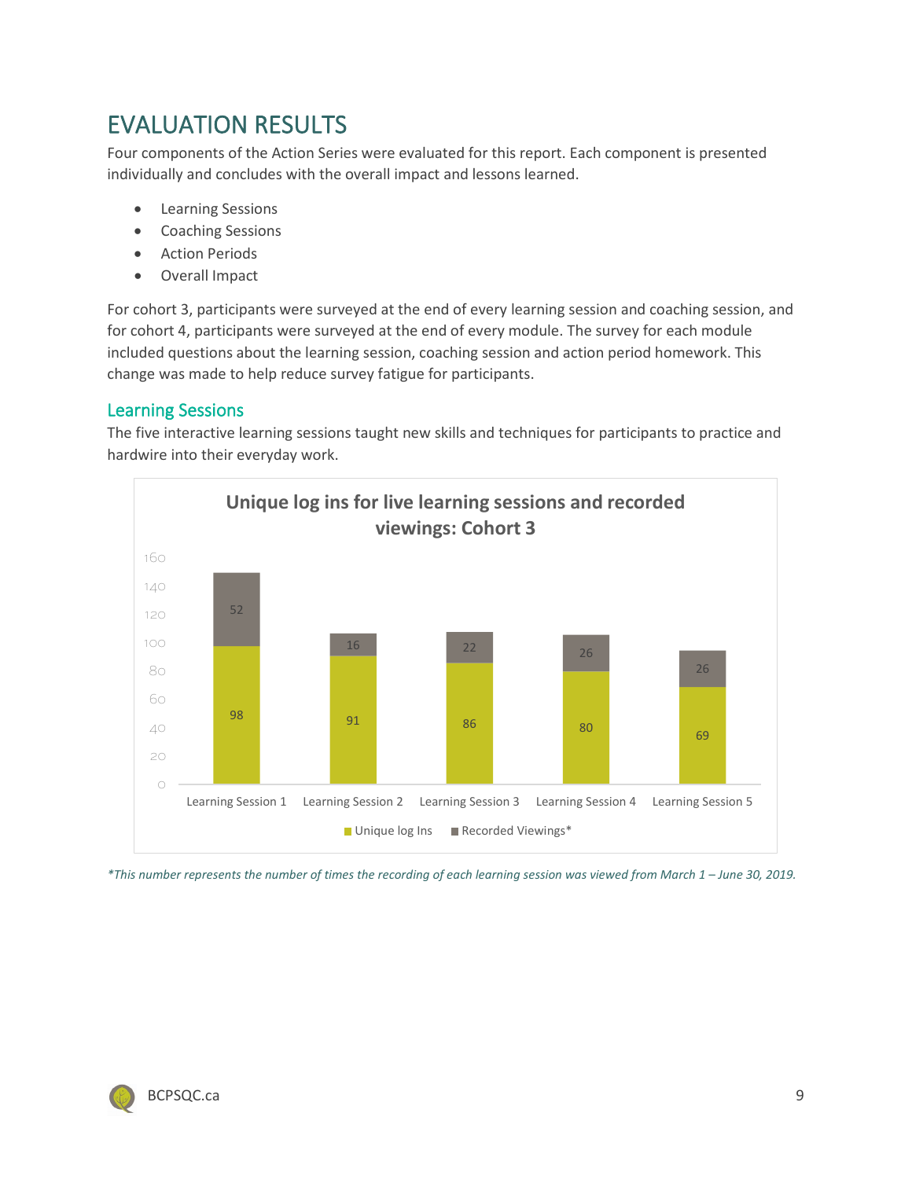# EVALUATION RESULTS

Four components of the Action Series were evaluated for this report. Each component is presented individually and concludes with the overall impact and lessons learned.

- Learning Sessions
- Coaching Sessions
- Action Periods
- Overall Impact

For cohort 3, participants were surveyed at the end of every learning session and coaching session, and for cohort 4, participants were surveyed at the end of every module. The survey for each module included questions about the learning session, coaching session and action period homework. This change was made to help reduce survey fatigue for participants.

## Learning Sessions

The five interactive learning sessions taught new skills and techniques for participants to practice and hardwire into their everyday work.

**Unique log ins for live learning sessions and recorded viewings: Cohort 3**

| | Unique log Ins | Recorded Viewings* |
|---|---|---|
| Learning Session 1 | 98 | 52 |
| Learning Session 2 | 91 | 16 |
| Learning Session 3 | 86 | 22 |
| Learning Session 4 | 80 | 26 |
| Learning Session 5 | 69 | 26 |

*\*This number represents the number of times the recording of each learning session was viewed from March 1 – June 30, 2019.*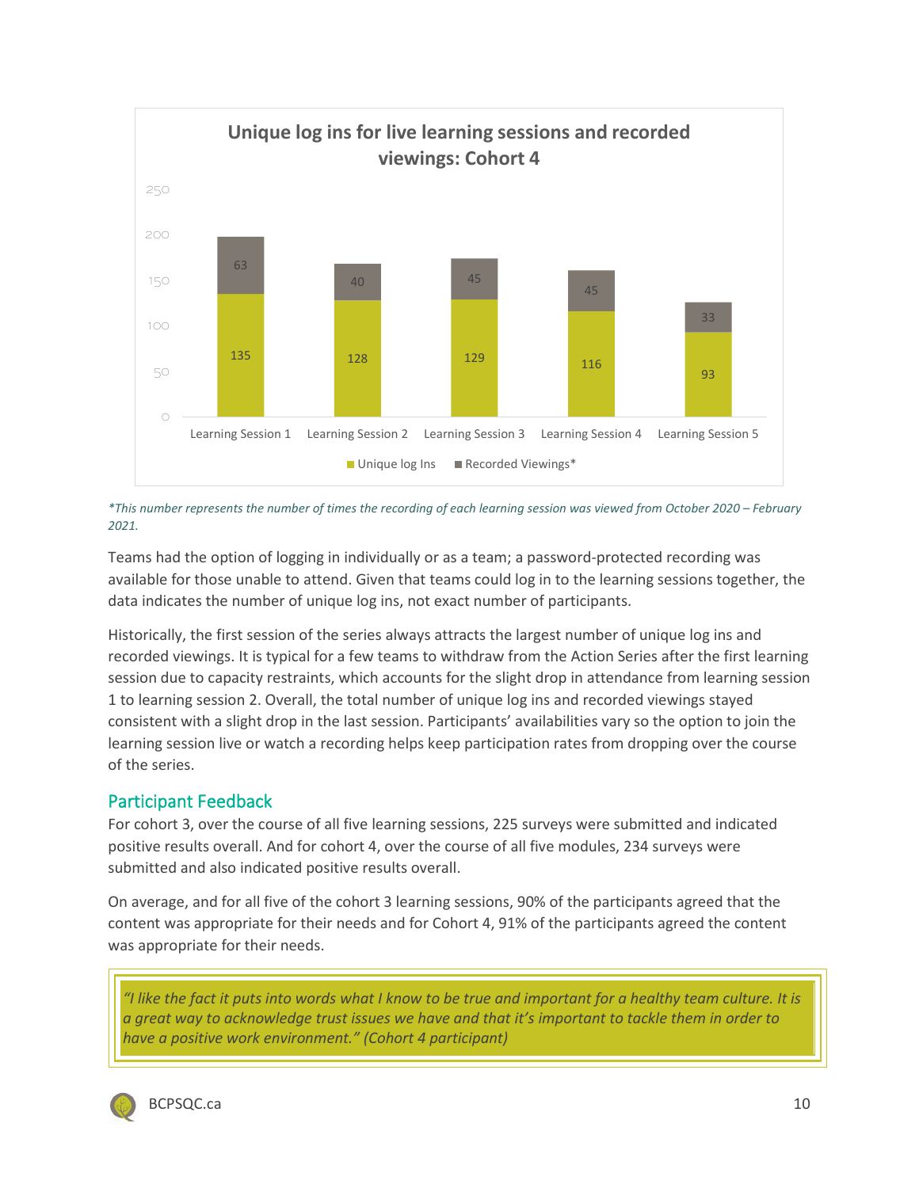**Unique log ins for live learning sessions and recorded viewings: Cohort 4**

| | Learning Session 1 | Learning Session 2 | Learning Session 3 | Learning Session 4 | Learning Session 5 |
|---|---|---|---|---|---|
| Unique log Ins | 135 | 128 | 129 | 116 | 93 |
| Recorded Viewings* | 63 | 40 | 45 | 45 | 33 |

*\*This number represents the number of times the recording of each learning session was viewed from October 2020 – February 2021.*

Teams had the option of logging in individually or as a team; a password-protected recording was available for those unable to attend. Given that teams could log in to the learning sessions together, the data indicates the number of unique log ins, not exact number of participants.

Historically, the first session of the series always attracts the largest number of unique log ins and recorded viewings. It is typical for a few teams to withdraw from the Action Series after the first learning session due to capacity restraints, which accounts for the slight drop in attendance from learning session 1 to learning session 2. Overall, the total number of unique log ins and recorded viewings stayed consistent with a slight drop in the last session. Participants' availabilities vary so the option to join the learning session live or watch a recording helps keep participation rates from dropping over the course of the series.

## Participant Feedback

For cohort 3, over the course of all five learning sessions, 225 surveys were submitted and indicated positive results overall. And for cohort 4, over the course of all five modules, 234 surveys were submitted and also indicated positive results overall.

On average, and for all five of the cohort 3 learning sessions, 90% of the participants agreed that the content was appropriate for their needs and for Cohort 4, 91% of the participants agreed the content was appropriate for their needs.

> *"I like the fact it puts into words what I know to be true and important for a healthy team culture. It is a great way to acknowledge trust issues we have and that it's important to tackle them in order to have a positive work environment." (Cohort 4 participant)*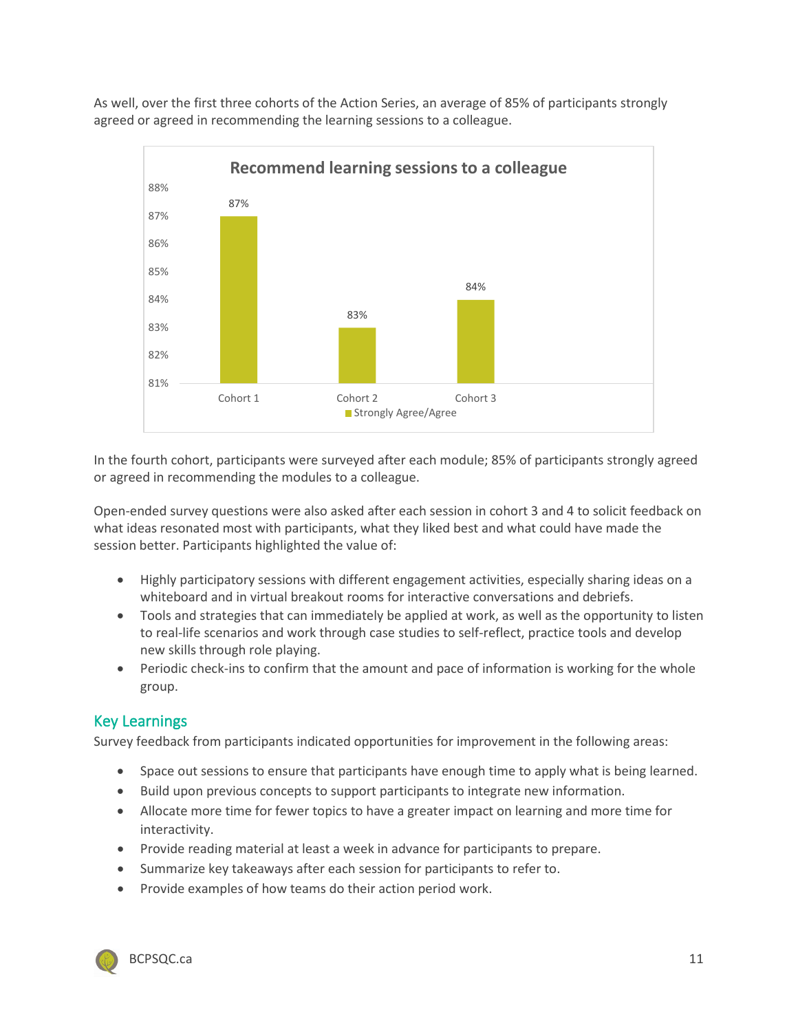As well, over the first three cohorts of the Action Series, an average of 85% of participants strongly agreed or agreed in recommending the learning sessions to a colleague.

**Recommend learning sessions to a colleague**

| | Strongly Agree/Agree |
|---|---|
| Cohort 1 | 87% |
| Cohort 2 | 83% |
| Cohort 3 | 84% |

In the fourth cohort, participants were surveyed after each module; 85% of participants strongly agreed or agreed in recommending the modules to a colleague.

Open-ended survey questions were also asked after each session in cohort 3 and 4 to solicit feedback on what ideas resonated most with participants, what they liked best and what could have made the session better. Participants highlighted the value of:

- Highly participatory sessions with different engagement activities, especially sharing ideas on a whiteboard and in virtual breakout rooms for interactive conversations and debriefs.
- Tools and strategies that can immediately be applied at work, as well as the opportunity to listen to real-life scenarios and work through case studies to self-reflect, practice tools and develop new skills through role playing.
- Periodic check-ins to confirm that the amount and pace of information is working for the whole group.

## Key Learnings

Survey feedback from participants indicated opportunities for improvement in the following areas:

- Space out sessions to ensure that participants have enough time to apply what is being learned.
- Build upon previous concepts to support participants to integrate new information.
- Allocate more time for fewer topics to have a greater impact on learning and more time for interactivity.
- Provide reading material at least a week in advance for participants to prepare.
- Summarize key takeaways after each session for participants to refer to.
- Provide examples of how teams do their action period work.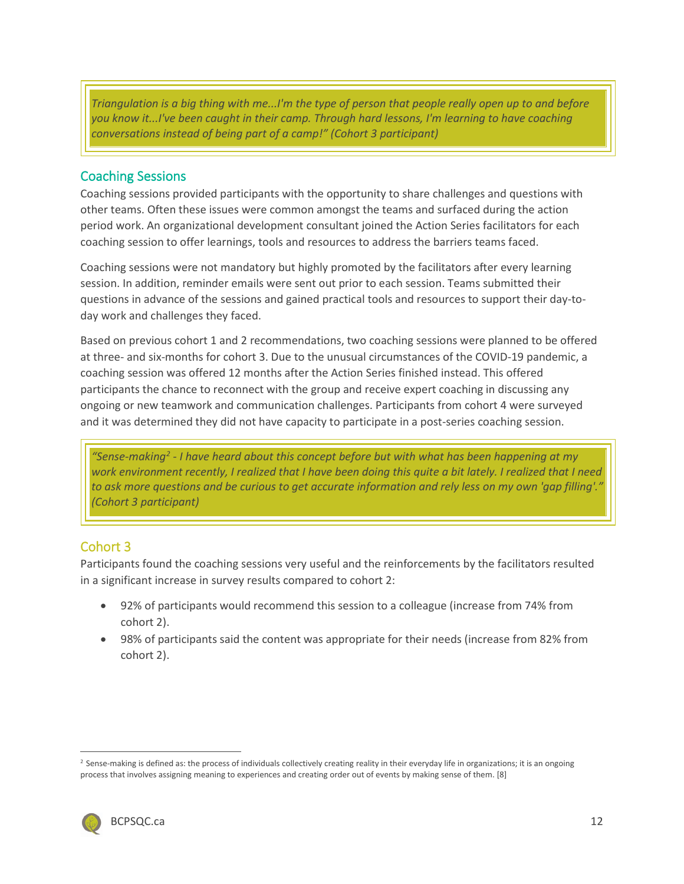> *Triangulation is a big thing with me...I'm the type of person that people really open up to and before you know it...I've been caught in their camp. Through hard lessons, I'm learning to have coaching conversations instead of being part of a camp!" (Cohort 3 participant)*

## Coaching Sessions

Coaching sessions provided participants with the opportunity to share challenges and questions with other teams. Often these issues were common amongst the teams and surfaced during the action period work. An organizational development consultant joined the Action Series facilitators for each coaching session to offer learnings, tools and resources to address the barriers teams faced.

Coaching sessions were not mandatory but highly promoted by the facilitators after every learning session. In addition, reminder emails were sent out prior to each session. Teams submitted their questions in advance of the sessions and gained practical tools and resources to support their day-to-day work and challenges they faced.

Based on previous cohort 1 and 2 recommendations, two coaching sessions were planned to be offered at three- and six-months for cohort 3. Due to the unusual circumstances of the COVID-19 pandemic, a coaching session was offered 12 months after the Action Series finished instead. This offered participants the chance to reconnect with the group and receive expert coaching in discussing any ongoing or new teamwork and communication challenges. Participants from cohort 4 were surveyed and it was determined they did not have capacity to participate in a post-series coaching session.

> *"Sense-making[2] - I have heard about this concept before but with what has been happening at my work environment recently, I realized that I have been doing this quite a bit lately. I realized that I need to ask more questions and be curious to get accurate information and rely less on my own 'gap filling'." (Cohort 3 participant)*

### Cohort 3

Participants found the coaching sessions very useful and the reinforcements by the facilitators resulted in a significant increase in survey results compared to cohort 2:

- 92% of participants would recommend this session to a colleague (increase from 74% from cohort 2).
- 98% of participants said the content was appropriate for their needs (increase from 82% from cohort 2).

---

[2] Sense-making is defined as: the process of individuals collectively creating reality in their everyday life in organizations; it is an ongoing process that involves assigning meaning to experiences and creating order out of events by making sense of them. [8]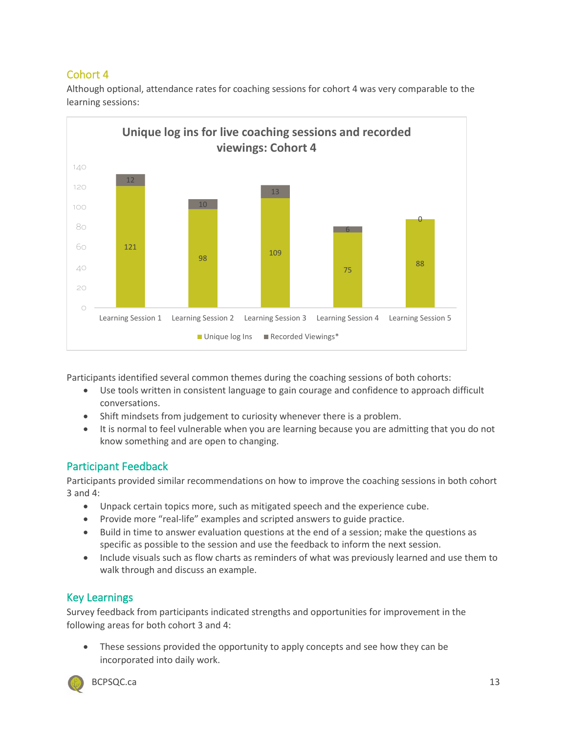## Cohort 4

Although optional, attendance rates for coaching sessions for cohort 4 was very comparable to the learning sessions:

**Unique log ins for live coaching sessions and recorded viewings: Cohort 4**

| | Unique log Ins | Recorded Viewings* |
|---|---|---|
| Learning Session 1 | 121 | 12 |
| Learning Session 2 | 98 | 10 |
| Learning Session 3 | 109 | 13 |
| Learning Session 4 | 75 | 6 |
| Learning Session 5 | 88 | 0 |

Participants identified several common themes during the coaching sessions of both cohorts:

- Use tools written in consistent language to gain courage and confidence to approach difficult conversations.
- Shift mindsets from judgement to curiosity whenever there is a problem.
- It is normal to feel vulnerable when you are learning because you are admitting that you do not know something and are open to changing.

## Participant Feedback

Participants provided similar recommendations on how to improve the coaching sessions in both cohort 3 and 4:

- Unpack certain topics more, such as mitigated speech and the experience cube.
- Provide more "real-life" examples and scripted answers to guide practice.
- Build in time to answer evaluation questions at the end of a session; make the questions as specific as possible to the session and use the feedback to inform the next session.
- Include visuals such as flow charts as reminders of what was previously learned and use them to walk through and discuss an example.

## Key Learnings

Survey feedback from participants indicated strengths and opportunities for improvement in the following areas for both cohort 3 and 4:

- These sessions provided the opportunity to apply concepts and see how they can be incorporated into daily work.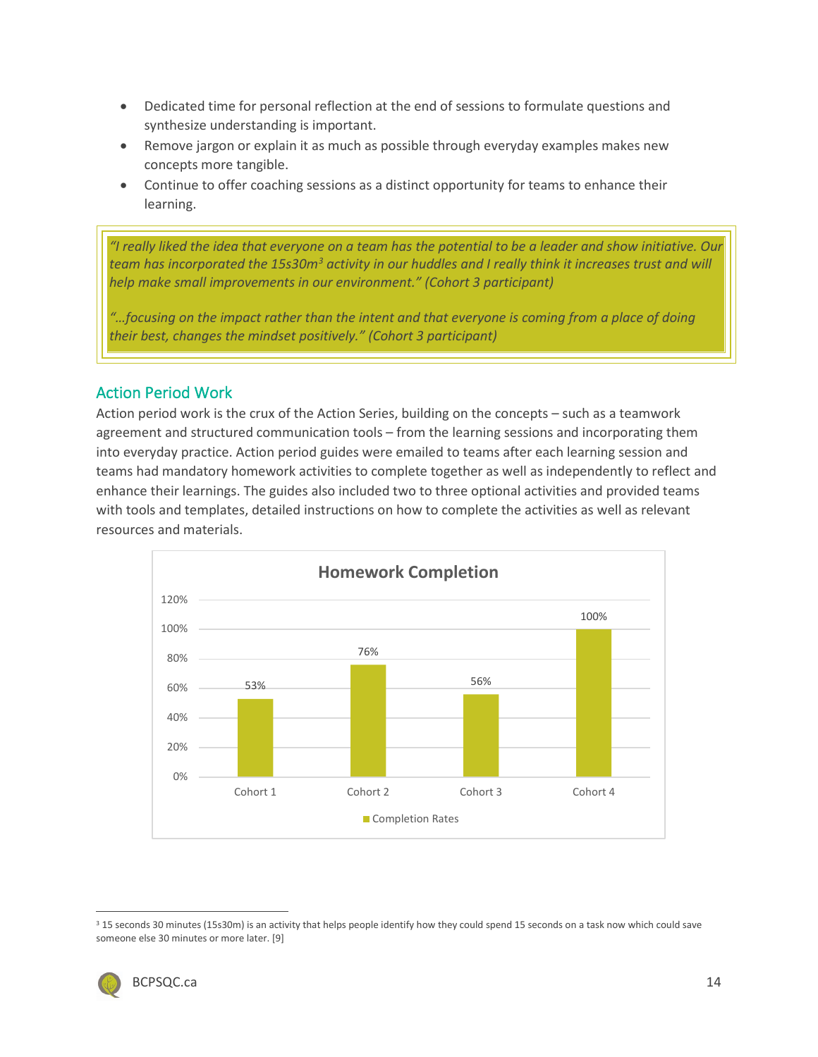- Dedicated time for personal reflection at the end of sessions to formulate questions and synthesize understanding is important.
- Remove jargon or explain it as much as possible through everyday examples makes new concepts more tangible.
- Continue to offer coaching sessions as a distinct opportunity for teams to enhance their learning.

> *"I really liked the idea that everyone on a team has the potential to be a leader and show initiative. Our team has incorporated the 15s30m[3] activity in our huddles and I really think it increases trust and will help make small improvements in our environment." (Cohort 3 participant)*
>
> *"…focusing on the impact rather than the intent and that everyone is coming from a place of doing their best, changes the mindset positively." (Cohort 3 participant)*

## Action Period Work

Action period work is the crux of the Action Series, building on the concepts – such as a teamwork agreement and structured communication tools – from the learning sessions and incorporating them into everyday practice. Action period guides were emailed to teams after each learning session and teams had mandatory homework activities to complete together as well as independently to reflect and enhance their learnings. The guides also included two to three optional activities and provided teams with tools and templates, detailed instructions on how to complete the activities as well as relevant resources and materials.

**Homework Completion**

| | Completion Rates |
|---|---|
| Cohort 1 | 53% |
| Cohort 2 | 76% |
| Cohort 3 | 56% |
| Cohort 4 | 100% |

[3] 15 seconds 30 minutes (15s30m) is an activity that helps people identify how they could spend 15 seconds on a task now which could save someone else 30 minutes or more later. [9]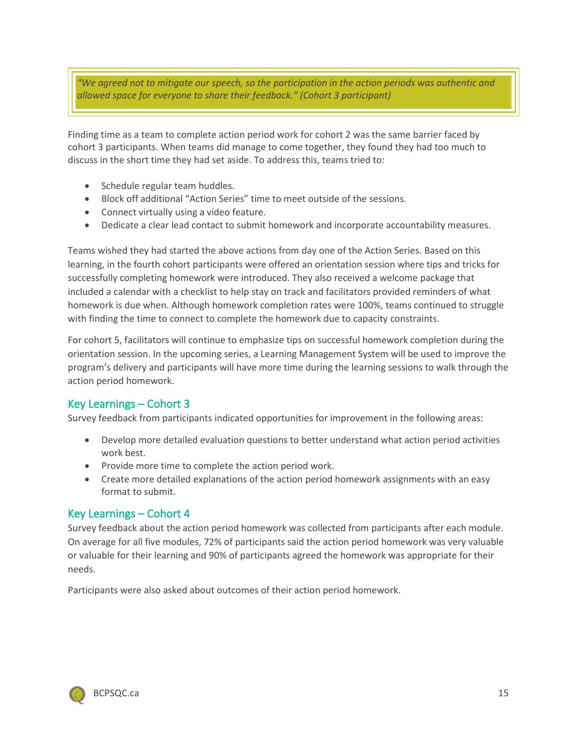> *"We agreed not to mitigate our speech, so the participation in the action periods was authentic and allowed space for everyone to share their feedback." (Cohort 3 participant)*

Finding time as a team to complete action period work for cohort 2 was the same barrier faced by cohort 3 participants. When teams did manage to come together, they found they had too much to discuss in the short time they had set aside. To address this, teams tried to:

- Schedule regular team huddles.
- Block off additional "Action Series" time to meet outside of the sessions.
- Connect virtually using a video feature.
- Dedicate a clear lead contact to submit homework and incorporate accountability measures.

Teams wished they had started the above actions from day one of the Action Series. Based on this learning, in the fourth cohort participants were offered an orientation session where tips and tricks for successfully completing homework were introduced. They also received a welcome package that included a calendar with a checklist to help stay on track and facilitators provided reminders of what homework is due when. Although homework completion rates were 100%, teams continued to struggle with finding the time to connect to complete the homework due to capacity constraints.

For cohort 5, facilitators will continue to emphasize tips on successful homework completion during the orientation session. In the upcoming series, a Learning Management System will be used to improve the program's delivery and participants will have more time during the learning sessions to walk through the action period homework.

## Key Learnings – Cohort 3

Survey feedback from participants indicated opportunities for improvement in the following areas:

- Develop more detailed evaluation questions to better understand what action period activities work best.
- Provide more time to complete the action period work.
- Create more detailed explanations of the action period homework assignments with an easy format to submit.

## Key Learnings – Cohort 4

Survey feedback about the action period homework was collected from participants after each module. On average for all five modules, 72% of participants said the action period homework was very valuable or valuable for their learning and 90% of participants agreed the homework was appropriate for their needs.

Participants were also asked about outcomes of their action period homework.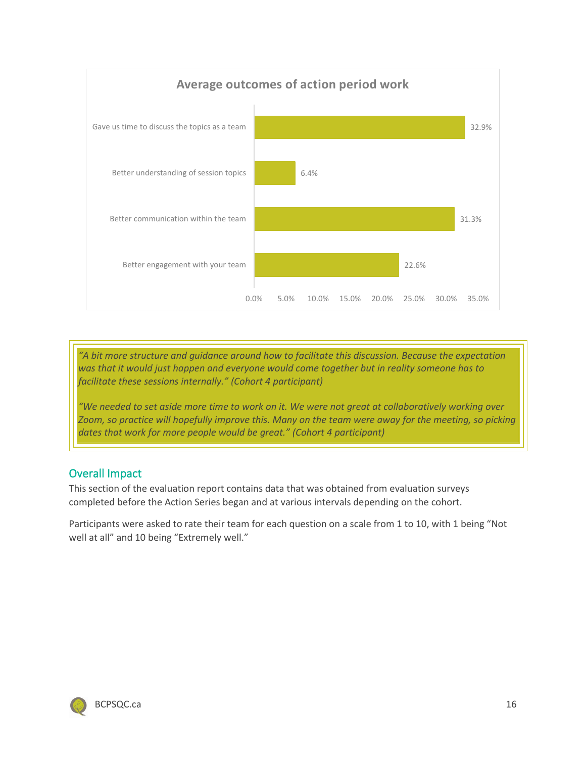**Average outcomes of action period work**

| Outcome | Percentage |
| --- | --- |
| Gave us time to discuss the topics as a team | 32.9% |
| Better understanding of session topics | 6.4% |
| Better communication within the team | 31.3% |
| Better engagement with your team | 22.6% |

> *"A bit more structure and guidance around how to facilitate this discussion. Because the expectation was that it would just happen and everyone would come together but in reality someone has to facilitate these sessions internally." (Cohort 4 participant)*
>
> *"We needed to set aside more time to work on it. We were not great at collaboratively working over Zoom, so practice will hopefully improve this. Many on the team were away for the meeting, so picking dates that work for more people would be great." (Cohort 4 participant)*

## Overall Impact

This section of the evaluation report contains data that was obtained from evaluation surveys completed before the Action Series began and at various intervals depending on the cohort.

Participants were asked to rate their team for each question on a scale from 1 to 10, with 1 being "Not well at all" and 10 being "Extremely well."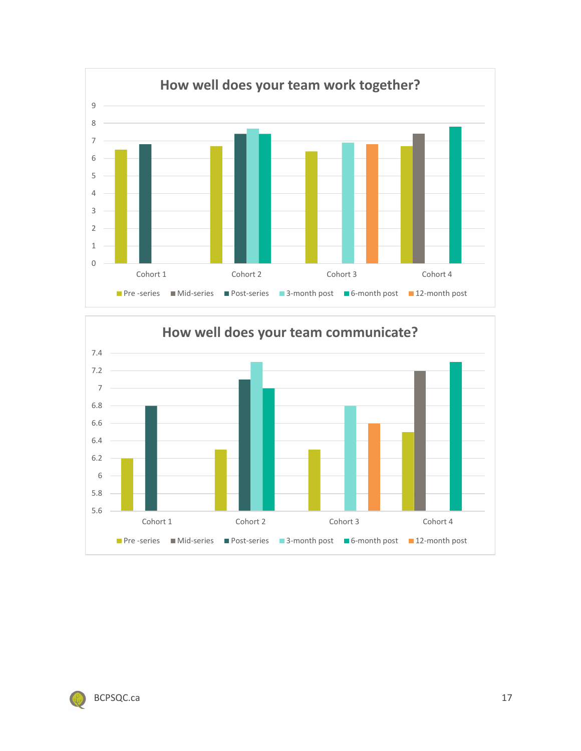**How well does your team work together?**

| | Pre -series | Mid-series | Post-series | 3-month post | 6-month post | 12-month post |
|---|---|---|---|---|---|---|
| Cohort 1 | 6.5 | | 6.8 | | | |
| Cohort 2 | 6.7 | | 7.4 | 7.7 | 7.4 | |
| Cohort 3 | 6.4 | | | 6.9 | | 6.8 |
| Cohort 4 | 6.7 | 7.4 | | | 7.8 | |

**How well does your team communicate?**

| | Pre -series | Mid-series | Post-series | 3-month post | 6-month post | 12-month post |
|---|---|---|---|---|---|---|
| Cohort 1 | 6.2 | | 6.8 | | | |
| Cohort 2 | 6.3 | | 7.1 | 7.3 | 7 | |
| Cohort 3 | 6.3 | | | 6.8 | | 6.6 |
| Cohort 4 | 6.5 | 7.2 | | | 7.3 | |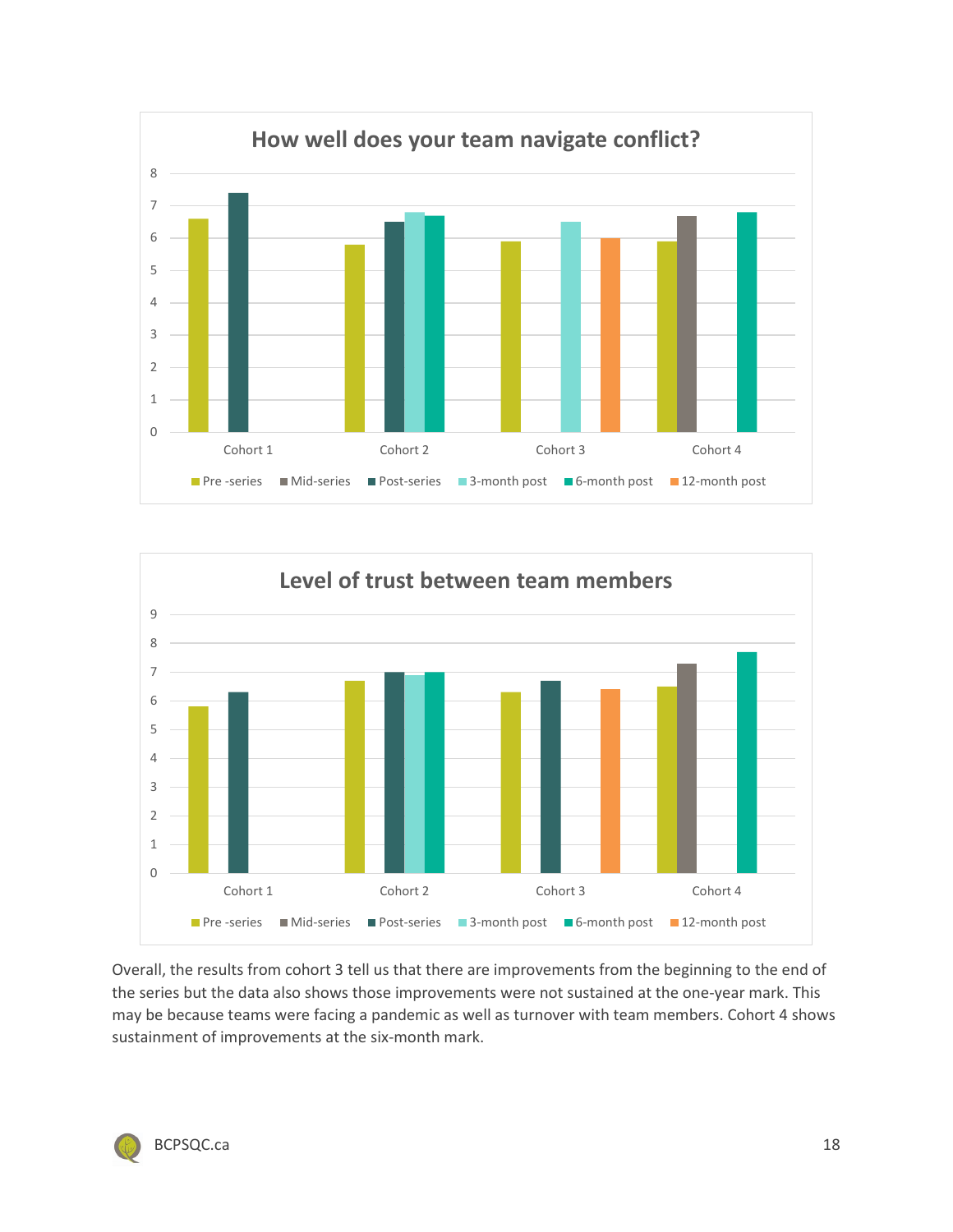How well does your team navigate conflict?

Level of trust between team members

Overall, the results from cohort 3 tell us that there are improvements from the beginning to the end of the series but the data also shows those improvements were not sustained at the one-year mark. This may be because teams were facing a pandemic as well as turnover with team members. Cohort 4 shows sustainment of improvements at the six-month mark.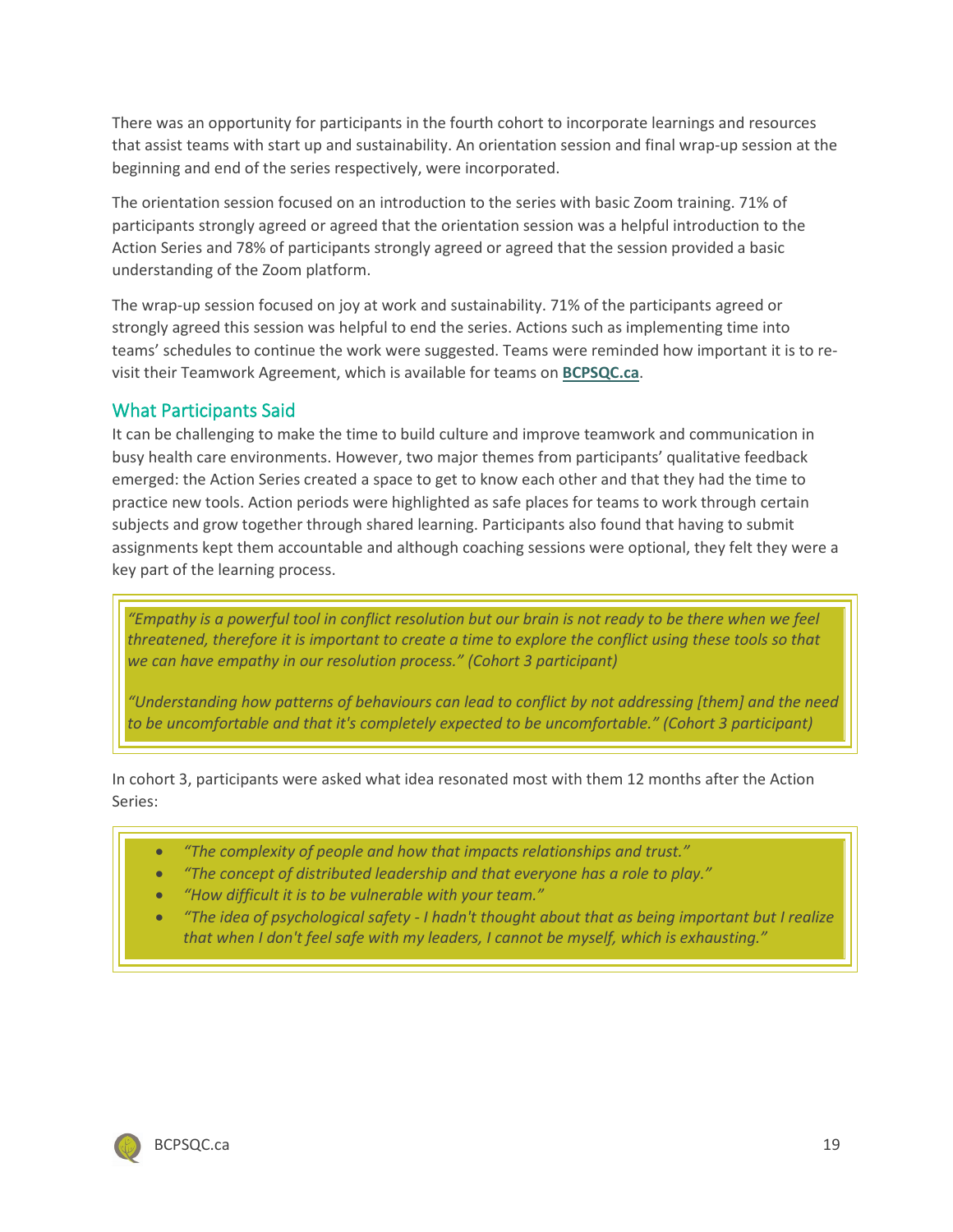There was an opportunity for participants in the fourth cohort to incorporate learnings and resources that assist teams with start up and sustainability. An orientation session and final wrap-up session at the beginning and end of the series respectively, were incorporated.

The orientation session focused on an introduction to the series with basic Zoom training. 71% of participants strongly agreed or agreed that the orientation session was a helpful introduction to the Action Series and 78% of participants strongly agreed or agreed that the session provided a basic understanding of the Zoom platform.

The wrap-up session focused on joy at work and sustainability. 71% of the participants agreed or strongly agreed this session was helpful to end the series. Actions such as implementing time into teams' schedules to continue the work were suggested. Teams were reminded how important it is to re-visit their Teamwork Agreement, which is available for teams on **BCPSQC.ca**.

## What Participants Said

It can be challenging to make the time to build culture and improve teamwork and communication in busy health care environments. However, two major themes from participants' qualitative feedback emerged: the Action Series created a space to get to know each other and that they had the time to practice new tools. Action periods were highlighted as safe places for teams to work through certain subjects and grow together through shared learning. Participants also found that having to submit assignments kept them accountable and although coaching sessions were optional, they felt they were a key part of the learning process.

> *"Empathy is a powerful tool in conflict resolution but our brain is not ready to be there when we feel threatened, therefore it is important to create a time to explore the conflict using these tools so that we can have empathy in our resolution process." (Cohort 3 participant)*
>
> *"Understanding how patterns of behaviours can lead to conflict by not addressing [them] and the need to be uncomfortable and that it's completely expected to be uncomfortable." (Cohort 3 participant)*

In cohort 3, participants were asked what idea resonated most with them 12 months after the Action Series:

> - *"The complexity of people and how that impacts relationships and trust."*
> - *"The concept of distributed leadership and that everyone has a role to play."*
> - *"How difficult it is to be vulnerable with your team."*
> - *"The idea of psychological safety - I hadn't thought about that as being important but I realize that when I don't feel safe with my leaders, I cannot be myself, which is exhausting."*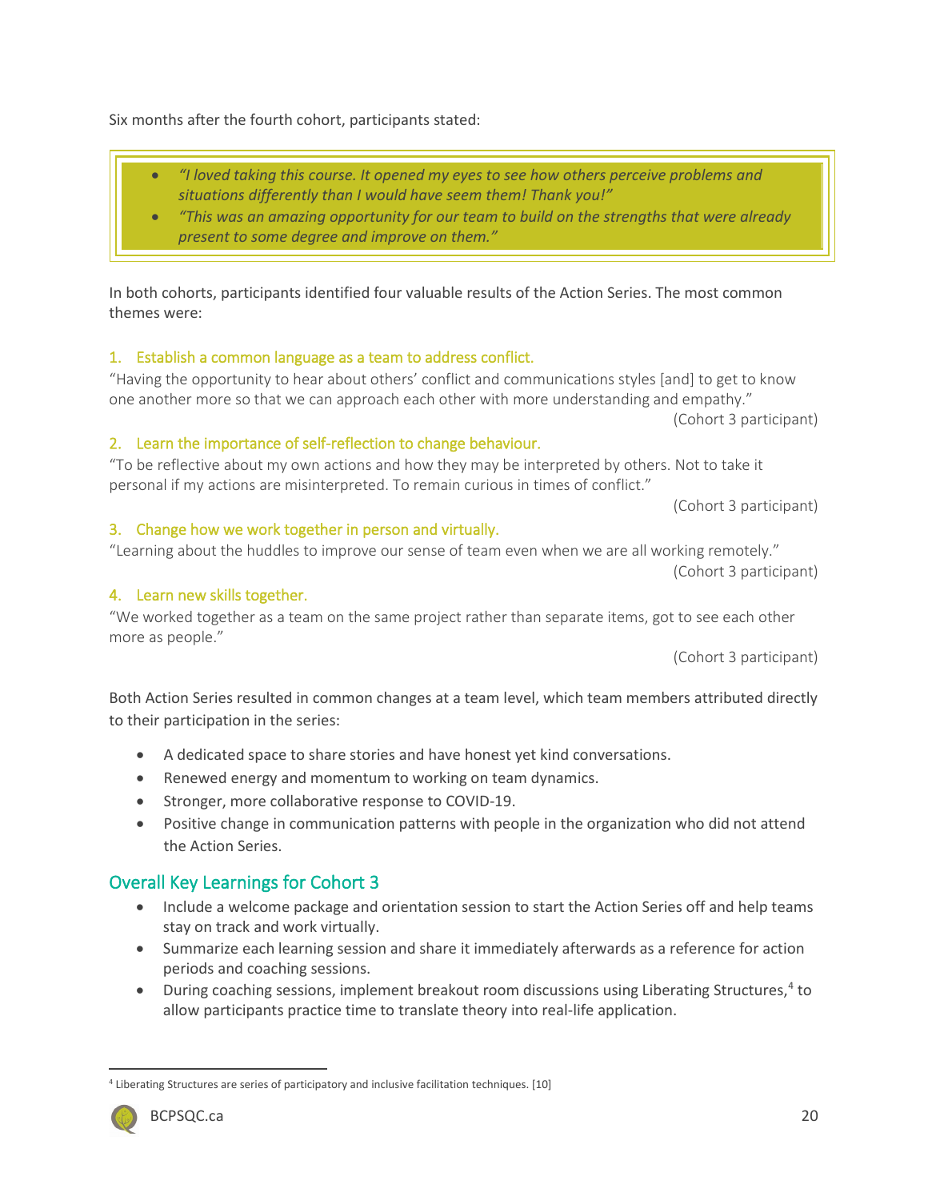Six months after the fourth cohort, participants stated:

> - *"I loved taking this course. It opened my eyes to see how others perceive problems and situations differently than I would have seem them! Thank you!"*
> - *"This was an amazing opportunity for our team to build on the strengths that were already present to some degree and improve on them."*

In both cohorts, participants identified four valuable results of the Action Series. The most common themes were:

1. Establish a common language as a team to address conflict.

"Having the opportunity to hear about others' conflict and communications styles [and] to get to know one another more so that we can approach each other with more understanding and empathy."

(Cohort 3 participant)

2. Learn the importance of self-reflection to change behaviour.

"To be reflective about my own actions and how they may be interpreted by others. Not to take it personal if my actions are misinterpreted. To remain curious in times of conflict."

(Cohort 3 participant)

3. Change how we work together in person and virtually.

"Learning about the huddles to improve our sense of team even when we are all working remotely."

(Cohort 3 participant)

4. Learn new skills together.

"We worked together as a team on the same project rather than separate items, got to see each other more as people."

(Cohort 3 participant)

Both Action Series resulted in common changes at a team level, which team members attributed directly to their participation in the series:

- A dedicated space to share stories and have honest yet kind conversations.
- Renewed energy and momentum to working on team dynamics.
- Stronger, more collaborative response to COVID-19.
- Positive change in communication patterns with people in the organization who did not attend the Action Series.

## Overall Key Learnings for Cohort 3

- Include a welcome package and orientation session to start the Action Series off and help teams stay on track and work virtually.
- Summarize each learning session and share it immediately afterwards as a reference for action periods and coaching sessions.
- During coaching sessions, implement breakout room discussions using Liberating Structures,[4] to allow participants practice time to translate theory into real-life application.

[4] Liberating Structures are series of participatory and inclusive facilitation techniques. [10]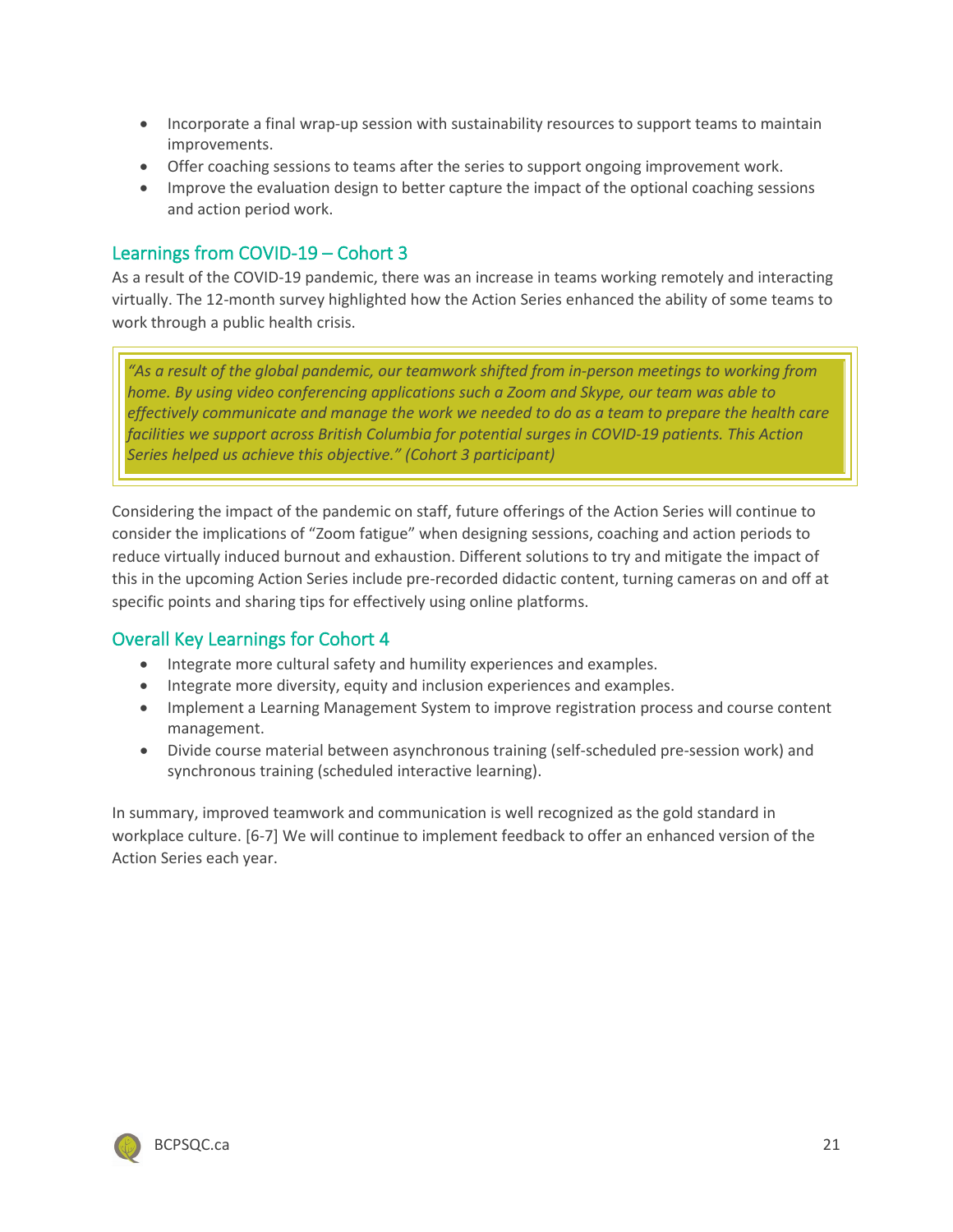- Incorporate a final wrap-up session with sustainability resources to support teams to maintain improvements.
- Offer coaching sessions to teams after the series to support ongoing improvement work.
- Improve the evaluation design to better capture the impact of the optional coaching sessions and action period work.

## Learnings from COVID-19 – Cohort 3

As a result of the COVID-19 pandemic, there was an increase in teams working remotely and interacting virtually. The 12-month survey highlighted how the Action Series enhanced the ability of some teams to work through a public health crisis.

> *"As a result of the global pandemic, our teamwork shifted from in-person meetings to working from home. By using video conferencing applications such a Zoom and Skype, our team was able to effectively communicate and manage the work we needed to do as a team to prepare the health care facilities we support across British Columbia for potential surges in COVID-19 patients. This Action Series helped us achieve this objective." (Cohort 3 participant)*

Considering the impact of the pandemic on staff, future offerings of the Action Series will continue to consider the implications of "Zoom fatigue" when designing sessions, coaching and action periods to reduce virtually induced burnout and exhaustion. Different solutions to try and mitigate the impact of this in the upcoming Action Series include pre-recorded didactic content, turning cameras on and off at specific points and sharing tips for effectively using online platforms.

## Overall Key Learnings for Cohort 4

- Integrate more cultural safety and humility experiences and examples.
- Integrate more diversity, equity and inclusion experiences and examples.
- Implement a Learning Management System to improve registration process and course content management.
- Divide course material between asynchronous training (self-scheduled pre-session work) and synchronous training (scheduled interactive learning).

In summary, improved teamwork and communication is well recognized as the gold standard in workplace culture. [6-7] We will continue to implement feedback to offer an enhanced version of the Action Series each year.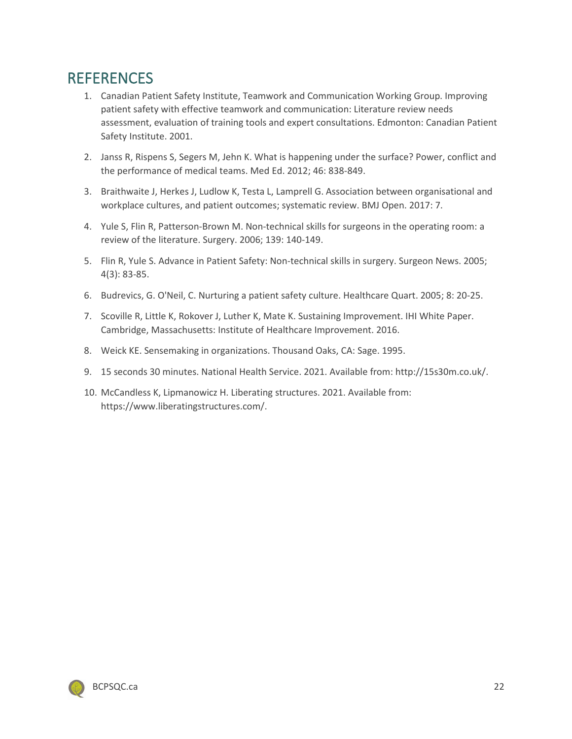# REFERENCES

1. Canadian Patient Safety Institute, Teamwork and Communication Working Group. Improving patient safety with effective teamwork and communication: Literature review needs assessment, evaluation of training tools and expert consultations. Edmonton: Canadian Patient Safety Institute. 2001.

2. Janss R, Rispens S, Segers M, Jehn K. What is happening under the surface? Power, conflict and the performance of medical teams. Med Ed. 2012; 46: 838-849.

3. Braithwaite J, Herkes J, Ludlow K, Testa L, Lamprell G. Association between organisational and workplace cultures, and patient outcomes; systematic review. BMJ Open. 2017: 7.

4. Yule S, Flin R, Patterson-Brown M. Non-technical skills for surgeons in the operating room: a review of the literature. Surgery. 2006; 139: 140-149.

5. Flin R, Yule S. Advance in Patient Safety: Non-technical skills in surgery. Surgeon News. 2005; 4(3): 83-85.

6. Budrevics, G. O'Neil, C. Nurturing a patient safety culture. Healthcare Quart. 2005; 8: 20-25.

7. Scoville R, Little K, Rokover J, Luther K, Mate K. Sustaining Improvement. IHI White Paper. Cambridge, Massachusetts: Institute of Healthcare Improvement. 2016.

8. Weick KE. Sensemaking in organizations. Thousand Oaks, CA: Sage. 1995.

9. 15 seconds 30 minutes. National Health Service. 2021. Available from: http://15s30m.co.uk/.

10. McCandless K, Lipmanowicz H. Liberating structures. 2021. Available from: https://www.liberatingstructures.com/.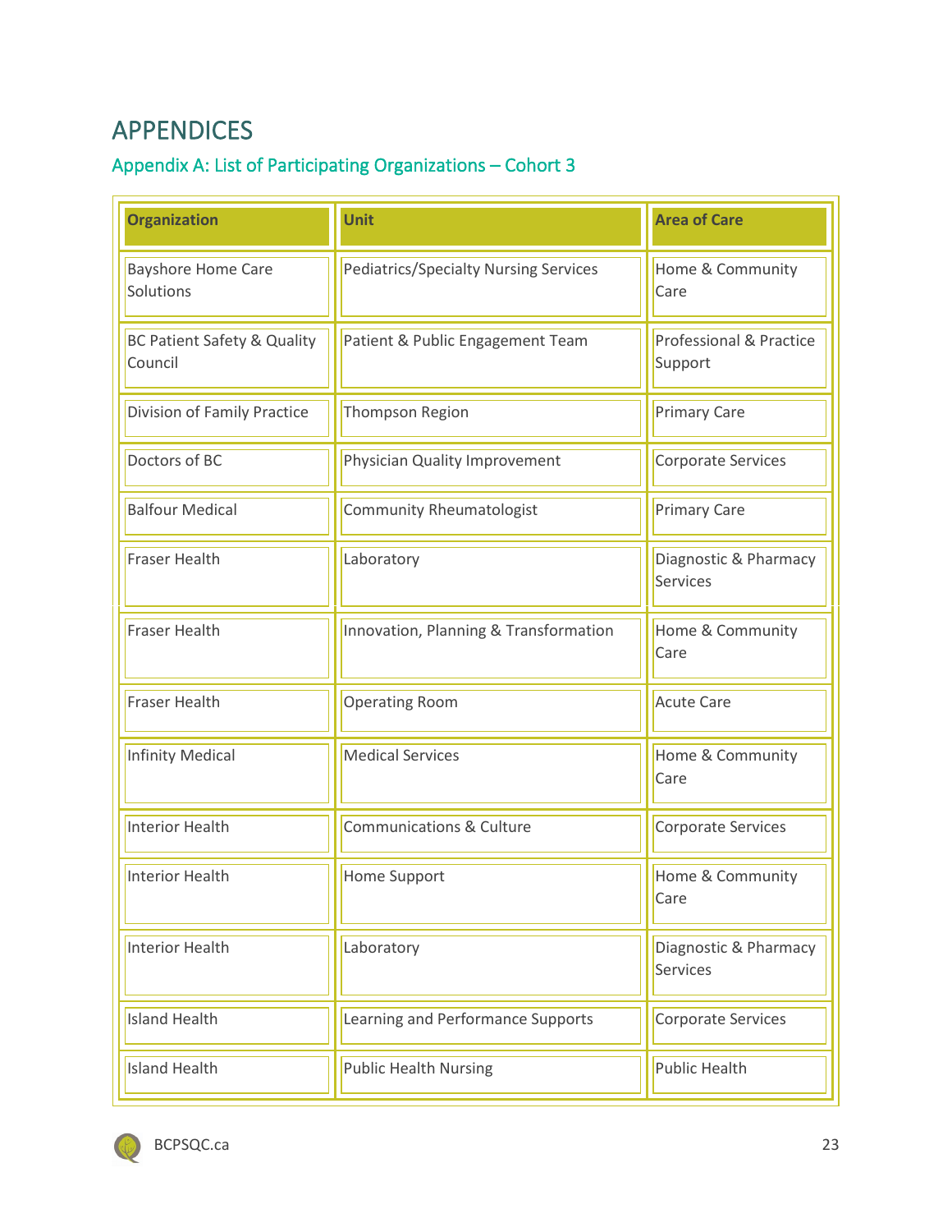# APPENDICES

## Appendix A: List of Participating Organizations – Cohort 3

| Organization | Unit | Area of Care |
|---|---|---|
| Bayshore Home Care Solutions | Pediatrics/Specialty Nursing Services | Home & Community Care |
| BC Patient Safety & Quality Council | Patient & Public Engagement Team | Professional & Practice Support |
| Division of Family Practice | Thompson Region | Primary Care |
| Doctors of BC | Physician Quality Improvement | Corporate Services |
| Balfour Medical | Community Rheumatologist | Primary Care |
| Fraser Health | Laboratory | Diagnostic & Pharmacy Services |
| Fraser Health | Innovation, Planning & Transformation | Home & Community Care |
| Fraser Health | Operating Room | Acute Care |
| Infinity Medical | Medical Services | Home & Community Care |
| Interior Health | Communications & Culture | Corporate Services |
| Interior Health | Home Support | Home & Community Care |
| Interior Health | Laboratory | Diagnostic & Pharmacy Services |
| Island Health | Learning and Performance Supports | Corporate Services |
| Island Health | Public Health Nursing | Public Health |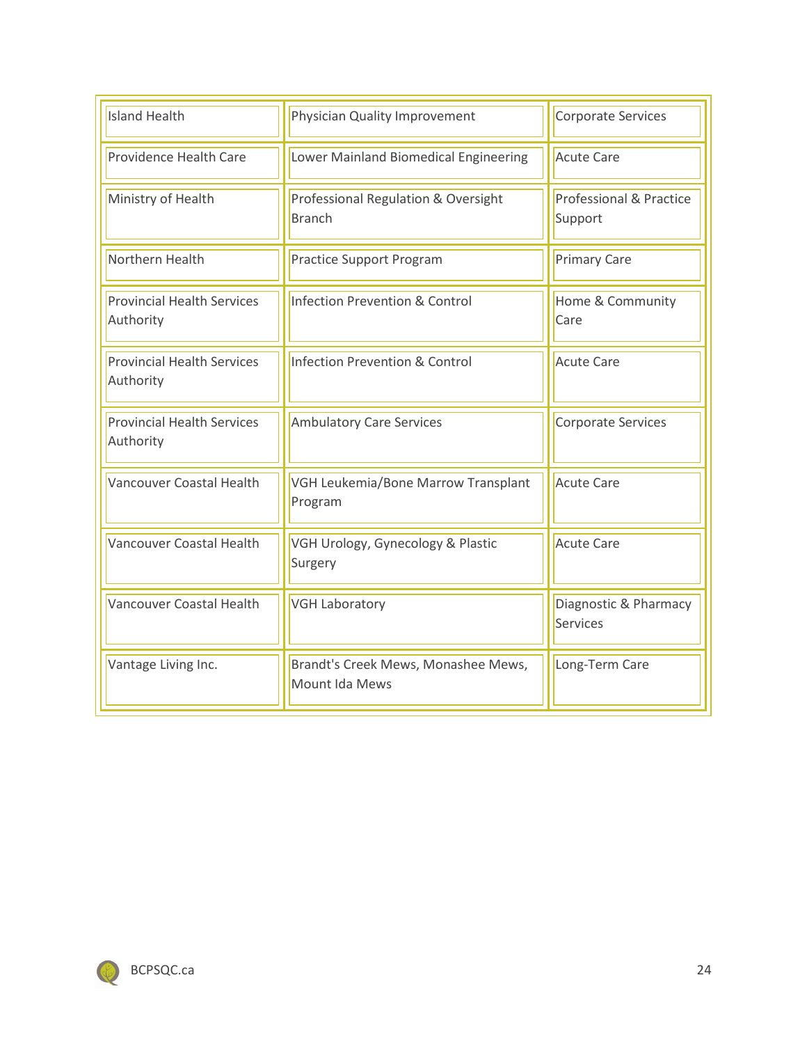| | | |
|---|---|---|
| Island Health | Physician Quality Improvement | Corporate Services |
| Providence Health Care | Lower Mainland Biomedical Engineering | Acute Care |
| Ministry of Health | Professional Regulation & Oversight Branch | Professional & Practice Support |
| Northern Health | Practice Support Program | Primary Care |
| Provincial Health Services Authority | Infection Prevention & Control | Home & Community Care |
| Provincial Health Services Authority | Infection Prevention & Control | Acute Care |
| Provincial Health Services Authority | Ambulatory Care Services | Corporate Services |
| Vancouver Coastal Health | VGH Leukemia/Bone Marrow Transplant Program | Acute Care |
| Vancouver Coastal Health | VGH Urology, Gynecology & Plastic Surgery | Acute Care |
| Vancouver Coastal Health | VGH Laboratory | Diagnostic & Pharmacy Services |
| Vantage Living Inc. | Brandt's Creek Mews, Monashee Mews, Mount Ida Mews | Long-Term Care |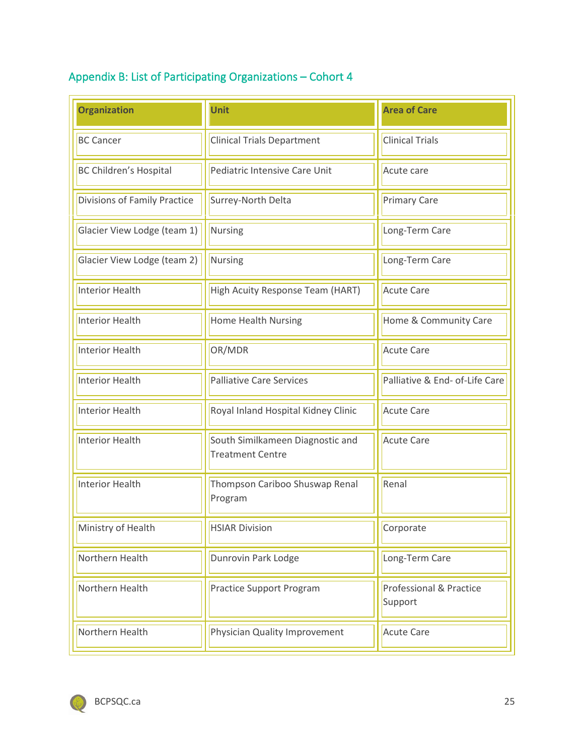## Appendix B: List of Participating Organizations – Cohort 4

| Organization | Unit | Area of Care |
|---|---|---|
| BC Cancer | Clinical Trials Department | Clinical Trials |
| BC Children's Hospital | Pediatric Intensive Care Unit | Acute care |
| Divisions of Family Practice | Surrey-North Delta | Primary Care |
| Glacier View Lodge (team 1) | Nursing | Long-Term Care |
| Glacier View Lodge (team 2) | Nursing | Long-Term Care |
| Interior Health | High Acuity Response Team (HART) | Acute Care |
| Interior Health | Home Health Nursing | Home & Community Care |
| Interior Health | OR/MDR | Acute Care |
| Interior Health | Palliative Care Services | Palliative & End- of-Life Care |
| Interior Health | Royal Inland Hospital Kidney Clinic | Acute Care |
| Interior Health | South Similkameen Diagnostic and Treatment Centre | Acute Care |
| Interior Health | Thompson Cariboo Shuswap Renal Program | Renal |
| Ministry of Health | HSIAR Division | Corporate |
| Northern Health | Dunrovin Park Lodge | Long-Term Care |
| Northern Health | Practice Support Program | Professional & Practice Support |
| Northern Health | Physician Quality Improvement | Acute Care |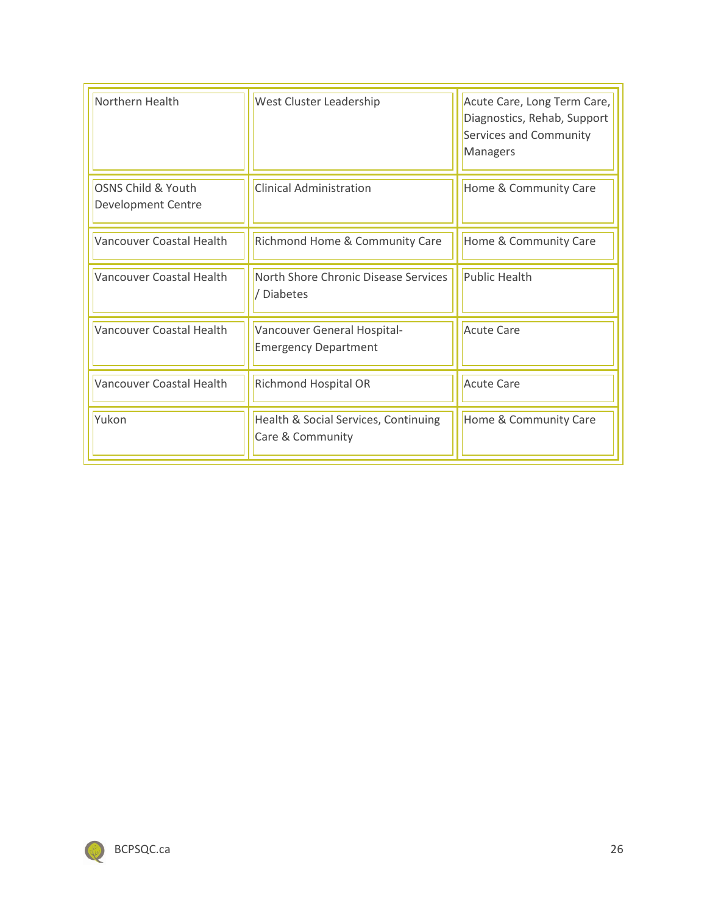| | | |
|---|---|---|
| Northern Health | West Cluster Leadership | Acute Care, Long Term Care, Diagnostics, Rehab, Support Services and Community Managers |
| OSNS Child & Youth Development Centre | Clinical Administration | Home & Community Care |
| Vancouver Coastal Health | Richmond Home & Community Care | Home & Community Care |
| Vancouver Coastal Health | North Shore Chronic Disease Services / Diabetes | Public Health |
| Vancouver Coastal Health | Vancouver General Hospital- Emergency Department | Acute Care |
| Vancouver Coastal Health | Richmond Hospital OR | Acute Care |
| Yukon | Health & Social Services, Continuing Care & Community | Home & Community Care |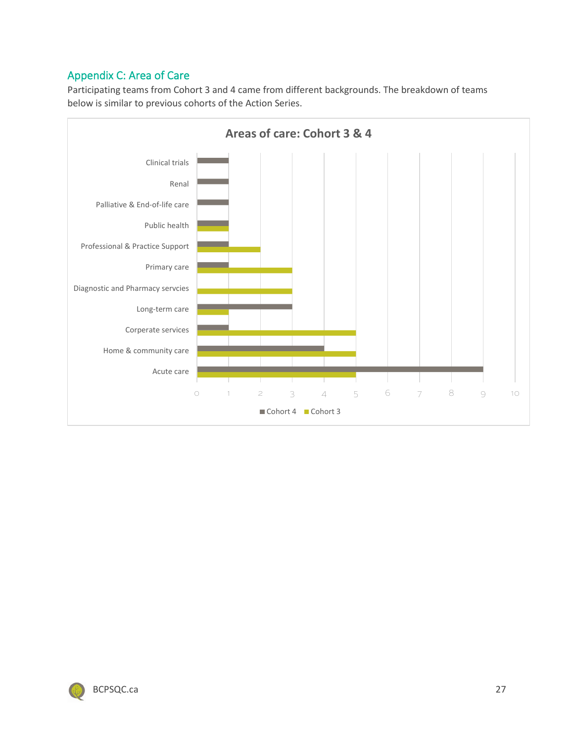## Appendix C: Area of Care

Participating teams from Cohort 3 and 4 came from different backgrounds. The breakdown of teams below is similar to previous cohorts of the Action Series.

**Areas of care: Cohort 3 & 4**

| Area of care | Cohort 4 | Cohort 3 |
|---|---|---|
| Clinical trials | 1 | |
| Renal | 1 | |
| Palliative & End-of-life care | 1 | |
| Public health | 1 | 1 |
| Professional & Practice Support | 1 | 2 |
| Primary care | 1 | 3 |
| Diagnostic and Pharmacy servcies | | 3 |
| Long-term care | 3 | 1 |
| Corperate services | 1 | 5 |
| Home & community care | 4 | 5 |
| Acute care | 9 | 5 |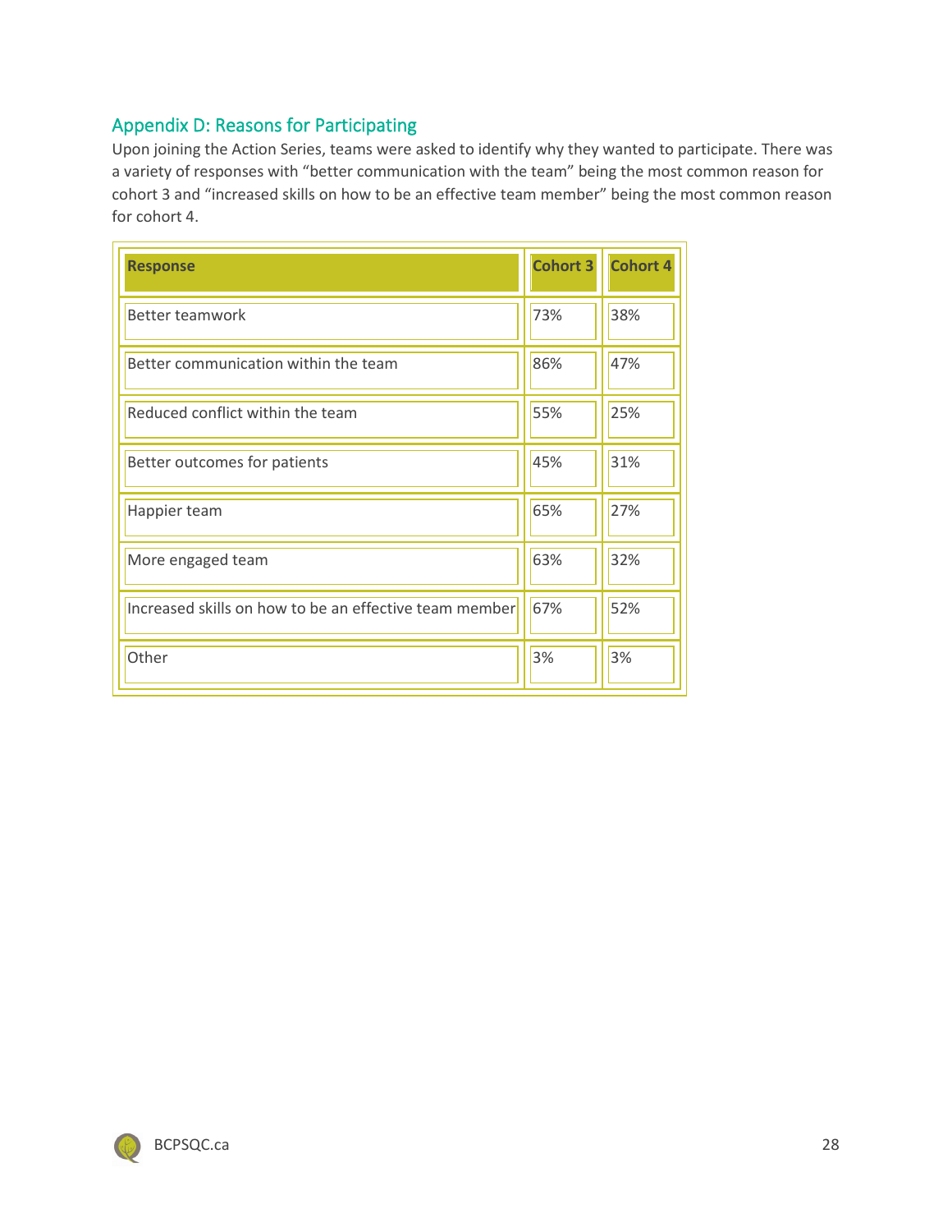## Appendix D: Reasons for Participating

Upon joining the Action Series, teams were asked to identify why they wanted to participate. There was a variety of responses with “better communication with the team” being the most common reason for cohort 3 and “increased skills on how to be an effective team member” being the most common reason for cohort 4.

| Response | Cohort 3 | Cohort 4 |
|---|---|---|
| Better teamwork | 73% | 38% |
| Better communication within the team | 86% | 47% |
| Reduced conflict within the team | 55% | 25% |
| Better outcomes for patients | 45% | 31% |
| Happier team | 65% | 27% |
| More engaged team | 63% | 32% |
| Increased skills on how to be an effective team member | 67% | 52% |
| Other | 3% | 3% |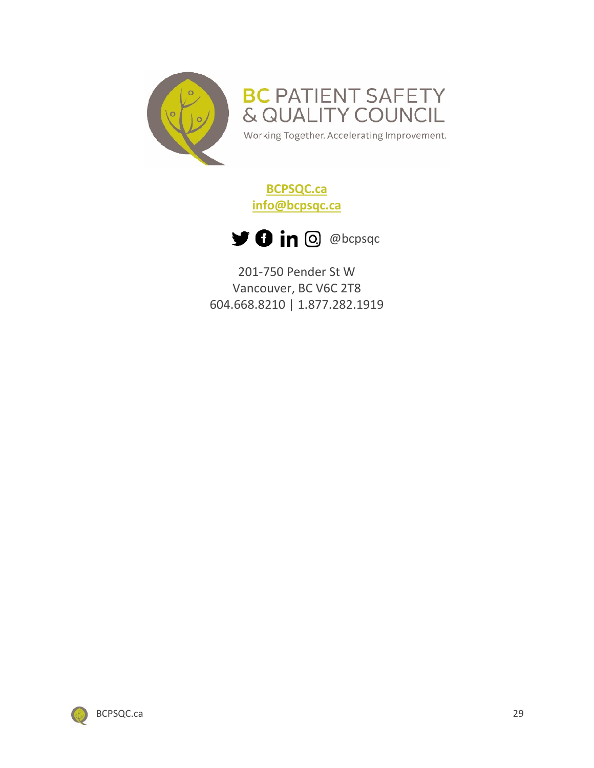BC PATIENT SAFETY & QUALITY COUNCIL

Working Together. Accelerating Improvement.

**BCPSQC.ca**
**info@bcpsqc.ca**

@bcpsqc

201-750 Pender St W
Vancouver, BC V6C 2T8
604.668.8210 | 1.877.282.1919